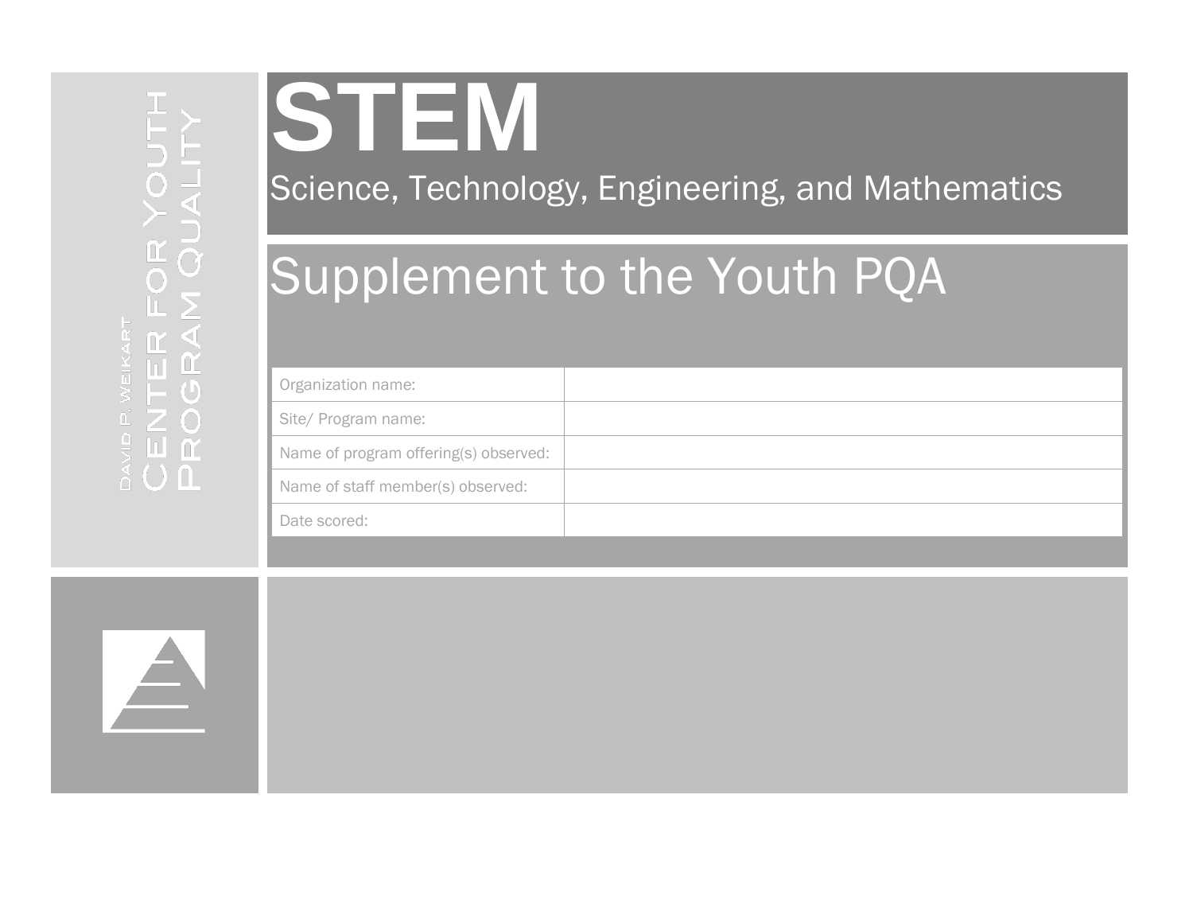David P. Weikart
Center for Youth Program Quality

# STEM

Science, Technology, Engineering, and Mathematics

## Supplement to the Youth PQA

| | |
|---|---|
| Organization name: | |
| Site/ Program name: | |
| Name of program offering(s) observed: | |
| Name of staff member(s) observed: | |
| Date scored: | |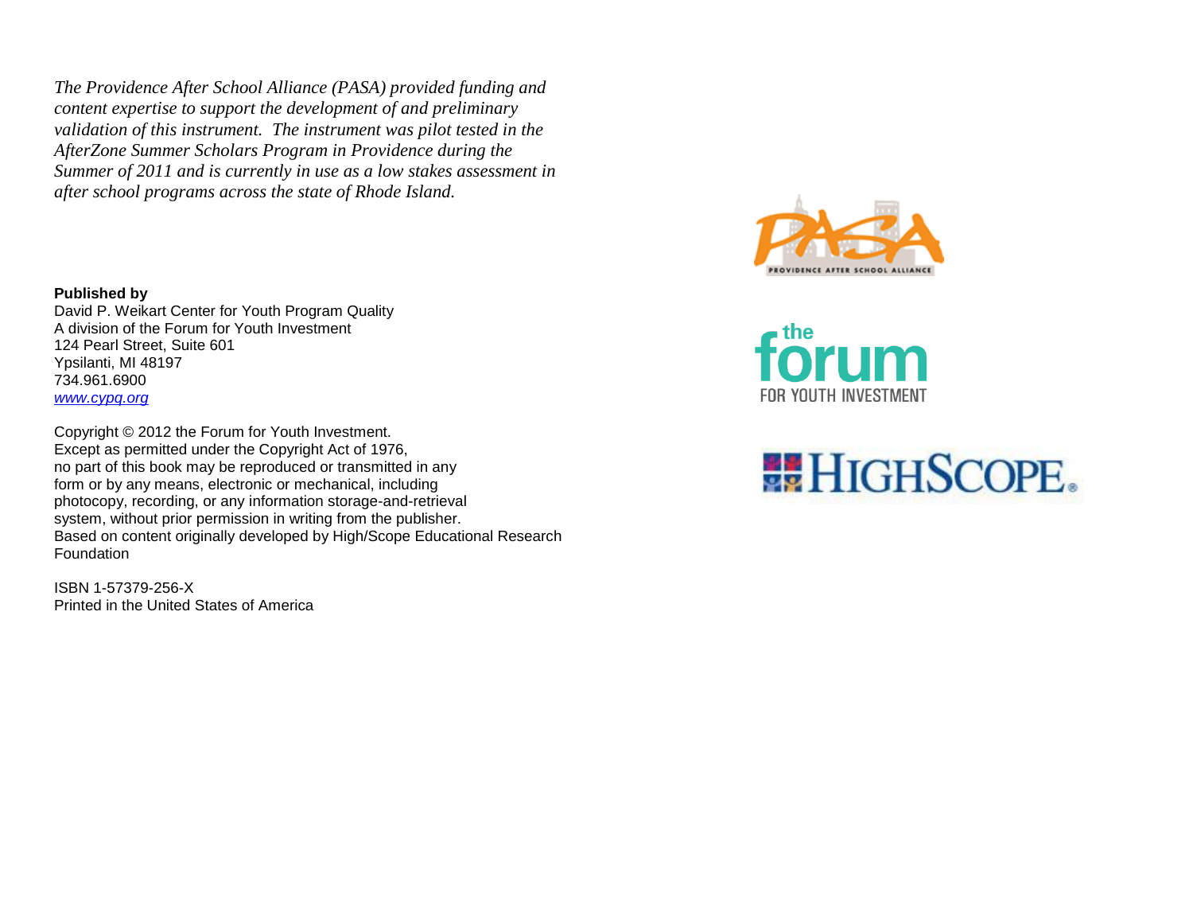*The Providence After School Alliance (PASA) provided funding and content expertise to support the development of and preliminary validation of this instrument. The instrument was pilot tested in the AfterZone Summer Scholars Program in Providence during the Summer of 2011 and is currently in use as a low stakes assessment in after school programs across the state of Rhode Island.*

**Published by**
David P. Weikart Center for Youth Program Quality
A division of the Forum for Youth Investment
124 Pearl Street, Suite 601
Ypsilanti, MI 48197
734.961.6900
*www.cypq.org*

Copyright © 2012 the Forum for Youth Investment.
Except as permitted under the Copyright Act of 1976,
no part of this book may be reproduced or transmitted in any
form or by any means, electronic or mechanical, including
photocopy, recording, or any information storage-and-retrieval
system, without prior permission in writing from the publisher.
Based on content originally developed by High/Scope Educational Research Foundation

ISBN 1-57379-256-X
Printed in the United States of America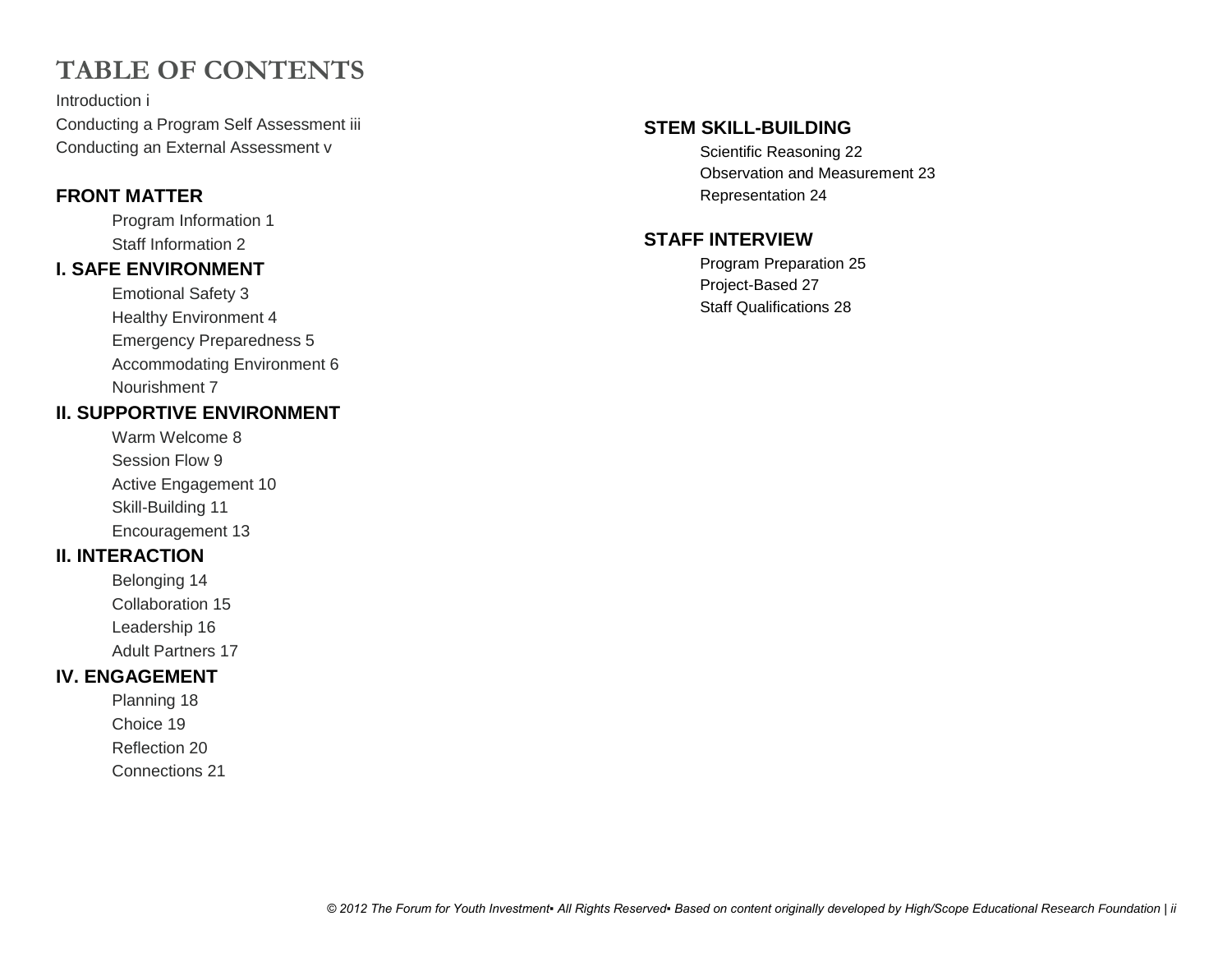# TABLE OF CONTENTS

Introduction i
Conducting a Program Self Assessment iii
Conducting an External Assessment v

## FRONT MATTER

Program Information 1
Staff Information 2

## I. SAFE ENVIRONMENT

Emotional Safety 3
Healthy Environment 4
Emergency Preparedness 5
Accommodating Environment 6
Nourishment 7

## II. SUPPORTIVE ENVIRONMENT

Warm Welcome 8
Session Flow 9
Active Engagement 10
Skill-Building 11
Encouragement 13

## II. INTERACTION

Belonging 14
Collaboration 15
Leadership 16
Adult Partners 17

## IV. ENGAGEMENT

Planning 18
Choice 19
Reflection 20
Connections 21

## STEM SKILL-BUILDING

Scientific Reasoning 22
Observation and Measurement 23
Representation 24

## STAFF INTERVIEW

Program Preparation 25
Project-Based 27
Staff Qualifications 28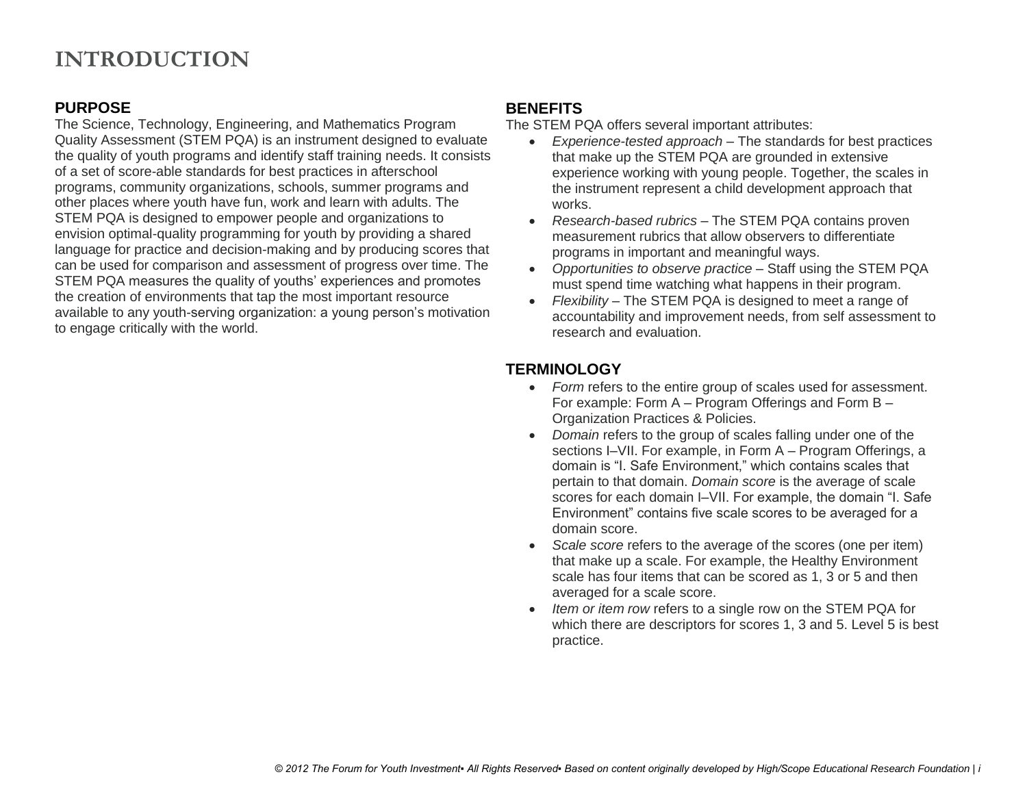# INTRODUCTION

## PURPOSE

The Science, Technology, Engineering, and Mathematics Program Quality Assessment (STEM PQA) is an instrument designed to evaluate the quality of youth programs and identify staff training needs. It consists of a set of score-able standards for best practices in afterschool programs, community organizations, schools, summer programs and other places where youth have fun, work and learn with adults. The STEM PQA is designed to empower people and organizations to envision optimal-quality programming for youth by providing a shared language for practice and decision-making and by producing scores that can be used for comparison and assessment of progress over time. The STEM PQA measures the quality of youths' experiences and promotes the creation of environments that tap the most important resource available to any youth-serving organization: a young person's motivation to engage critically with the world.

## BENEFITS

The STEM PQA offers several important attributes:

- *Experience-tested approach* – The standards for best practices that make up the STEM PQA are grounded in extensive experience working with young people. Together, the scales in the instrument represent a child development approach that works.
- *Research-based rubrics* – The STEM PQA contains proven measurement rubrics that allow observers to differentiate programs in important and meaningful ways.
- *Opportunities to observe practice* – Staff using the STEM PQA must spend time watching what happens in their program.
- *Flexibility* – The STEM PQA is designed to meet a range of accountability and improvement needs, from self assessment to research and evaluation.

## TERMINOLOGY

- *Form* refers to the entire group of scales used for assessment. For example: Form A – Program Offerings and Form B – Organization Practices & Policies.
- *Domain* refers to the group of scales falling under one of the sections I–VII. For example, in Form A – Program Offerings, a domain is "I. Safe Environment," which contains scales that pertain to that domain. *Domain score* is the average of scale scores for each domain I–VII. For example, the domain "I. Safe Environment" contains five scale scores to be averaged for a domain score.
- *Scale score* refers to the average of the scores (one per item) that make up a scale. For example, the Healthy Environment scale has four items that can be scored as 1, 3 or 5 and then averaged for a scale score.
- *Item or item row* refers to a single row on the STEM PQA for which there are descriptors for scores 1, 3 and 5. Level 5 is best practice.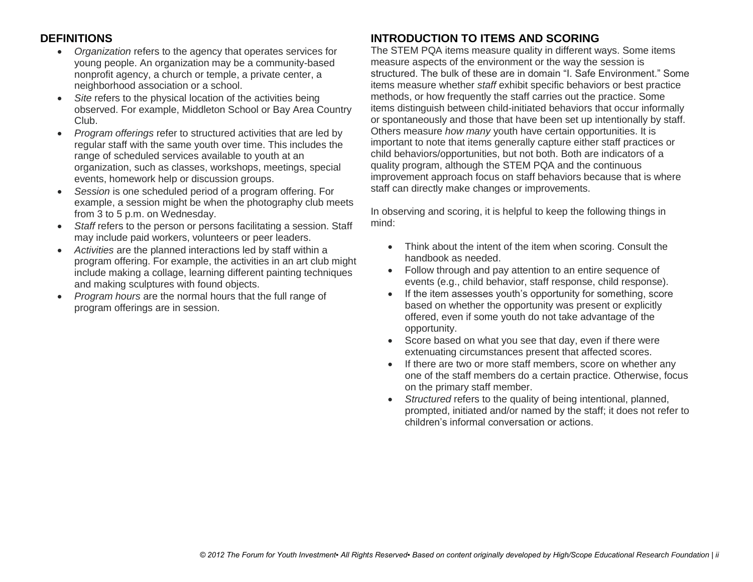## DEFINITIONS

- *Organization* refers to the agency that operates services for young people. An organization may be a community-based nonprofit agency, a church or temple, a private center, a neighborhood association or a school.
- *Site* refers to the physical location of the activities being observed. For example, Middleton School or Bay Area Country Club.
- *Program offerings* refer to structured activities that are led by regular staff with the same youth over time. This includes the range of scheduled services available to youth at an organization, such as classes, workshops, meetings, special events, homework help or discussion groups.
- *Session* is one scheduled period of a program offering. For example, a session might be when the photography club meets from 3 to 5 p.m. on Wednesday.
- *Staff* refers to the person or persons facilitating a session. Staff may include paid workers, volunteers or peer leaders.
- *Activities* are the planned interactions led by staff within a program offering. For example, the activities in an art club might include making a collage, learning different painting techniques and making sculptures with found objects.
- *Program hours* are the normal hours that the full range of program offerings are in session.

## INTRODUCTION TO ITEMS AND SCORING

The STEM PQA items measure quality in different ways. Some items measure aspects of the environment or the way the session is structured. The bulk of these are in domain "I. Safe Environment." Some items measure whether *staff* exhibit specific behaviors or best practice methods, or how frequently the staff carries out the practice. Some items distinguish between child-initiated behaviors that occur informally or spontaneously and those that have been set up intentionally by staff. Others measure *how many* youth have certain opportunities. It is important to note that items generally capture either staff practices or child behaviors/opportunities, but not both. Both are indicators of a quality program, although the STEM PQA and the continuous improvement approach focus on staff behaviors because that is where staff can directly make changes or improvements.

In observing and scoring, it is helpful to keep the following things in mind:

- Think about the intent of the item when scoring. Consult the handbook as needed.
- Follow through and pay attention to an entire sequence of events (e.g., child behavior, staff response, child response).
- If the item assesses youth's opportunity for something, score based on whether the opportunity was present or explicitly offered, even if some youth do not take advantage of the opportunity.
- Score based on what you see that day, even if there were extenuating circumstances present that affected scores.
- If there are two or more staff members, score on whether any one of the staff members do a certain practice. Otherwise, focus on the primary staff member.
- *Structured* refers to the quality of being intentional, planned, prompted, initiated and/or named by the staff; it does not refer to children's informal conversation or actions.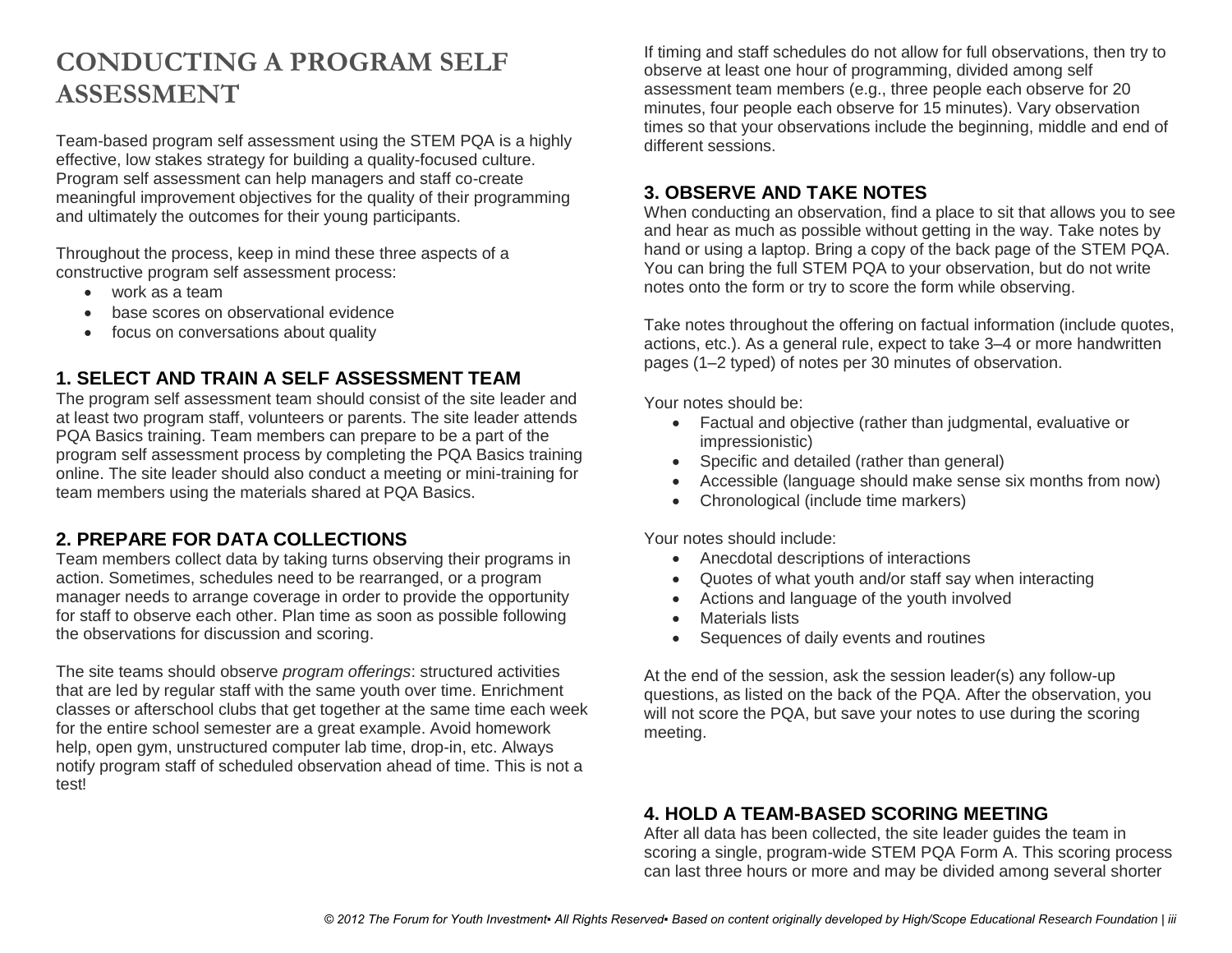# CONDUCTING A PROGRAM SELF ASSESSMENT

Team-based program self assessment using the STEM PQA is a highly effective, low stakes strategy for building a quality-focused culture. Program self assessment can help managers and staff co-create meaningful improvement objectives for the quality of their programming and ultimately the outcomes for their young participants.

Throughout the process, keep in mind these three aspects of a constructive program self assessment process:

- work as a team
- base scores on observational evidence
- focus on conversations about quality

## 1. SELECT AND TRAIN A SELF ASSESSMENT TEAM

The program self assessment team should consist of the site leader and at least two program staff, volunteers or parents. The site leader attends PQA Basics training. Team members can prepare to be a part of the program self assessment process by completing the PQA Basics training online. The site leader should also conduct a meeting or mini-training for team members using the materials shared at PQA Basics.

## 2. PREPARE FOR DATA COLLECTIONS

Team members collect data by taking turns observing their programs in action. Sometimes, schedules need to be rearranged, or a program manager needs to arrange coverage in order to provide the opportunity for staff to observe each other. Plan time as soon as possible following the observations for discussion and scoring.

The site teams should observe *program offerings*: structured activities that are led by regular staff with the same youth over time. Enrichment classes or afterschool clubs that get together at the same time each week for the entire school semester are a great example. Avoid homework help, open gym, unstructured computer lab time, drop-in, etc. Always notify program staff of scheduled observation ahead of time. This is not a test!

If timing and staff schedules do not allow for full observations, then try to observe at least one hour of programming, divided among self assessment team members (e.g., three people each observe for 20 minutes, four people each observe for 15 minutes). Vary observation times so that your observations include the beginning, middle and end of different sessions.

## 3. OBSERVE AND TAKE NOTES

When conducting an observation, find a place to sit that allows you to see and hear as much as possible without getting in the way. Take notes by hand or using a laptop. Bring a copy of the back page of the STEM PQA. You can bring the full STEM PQA to your observation, but do not write notes onto the form or try to score the form while observing.

Take notes throughout the offering on factual information (include quotes, actions, etc.). As a general rule, expect to take 3–4 or more handwritten pages (1–2 typed) of notes per 30 minutes of observation.

Your notes should be:

- Factual and objective (rather than judgmental, evaluative or impressionistic)
- Specific and detailed (rather than general)
- Accessible (language should make sense six months from now)
- Chronological (include time markers)

Your notes should include:

- Anecdotal descriptions of interactions
- Quotes of what youth and/or staff say when interacting
- Actions and language of the youth involved
- Materials lists
- Sequences of daily events and routines

At the end of the session, ask the session leader(s) any follow-up questions, as listed on the back of the PQA. After the observation, you will not score the PQA, but save your notes to use during the scoring meeting.

## 4. HOLD A TEAM-BASED SCORING MEETING

After all data has been collected, the site leader guides the team in scoring a single, program-wide STEM PQA Form A. This scoring process can last three hours or more and may be divided among several shorter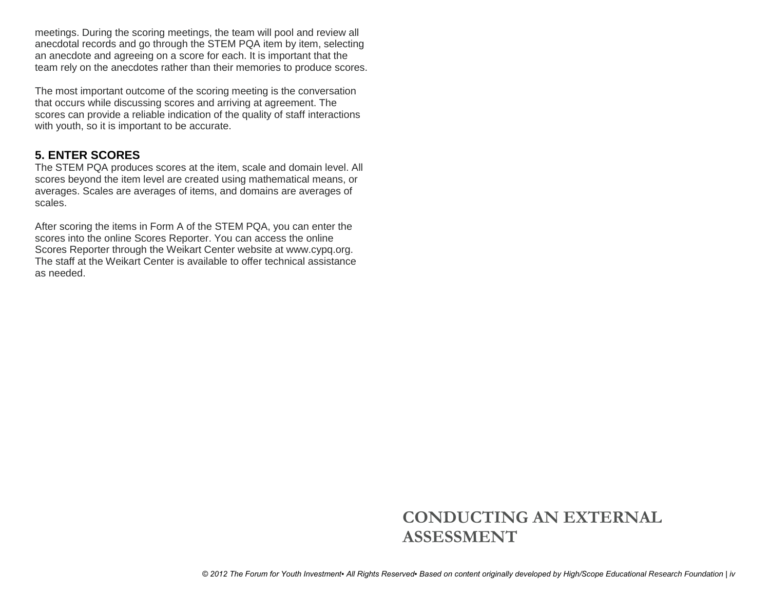meetings. During the scoring meetings, the team will pool and review all anecdotal records and go through the STEM PQA item by item, selecting an anecdote and agreeing on a score for each. It is important that the team rely on the anecdotes rather than their memories to produce scores.

The most important outcome of the scoring meeting is the conversation that occurs while discussing scores and arriving at agreement. The scores can provide a reliable indication of the quality of staff interactions with youth, so it is important to be accurate.

### 5. ENTER SCORES

The STEM PQA produces scores at the item, scale and domain level. All scores beyond the item level are created using mathematical means, or averages. Scales are averages of items, and domains are averages of scales.

After scoring the items in Form A of the STEM PQA, you can enter the scores into the online Scores Reporter. You can access the online Scores Reporter through the Weikart Center website at www.cypq.org. The staff at the Weikart Center is available to offer technical assistance as needed.

# CONDUCTING AN EXTERNAL ASSESSMENT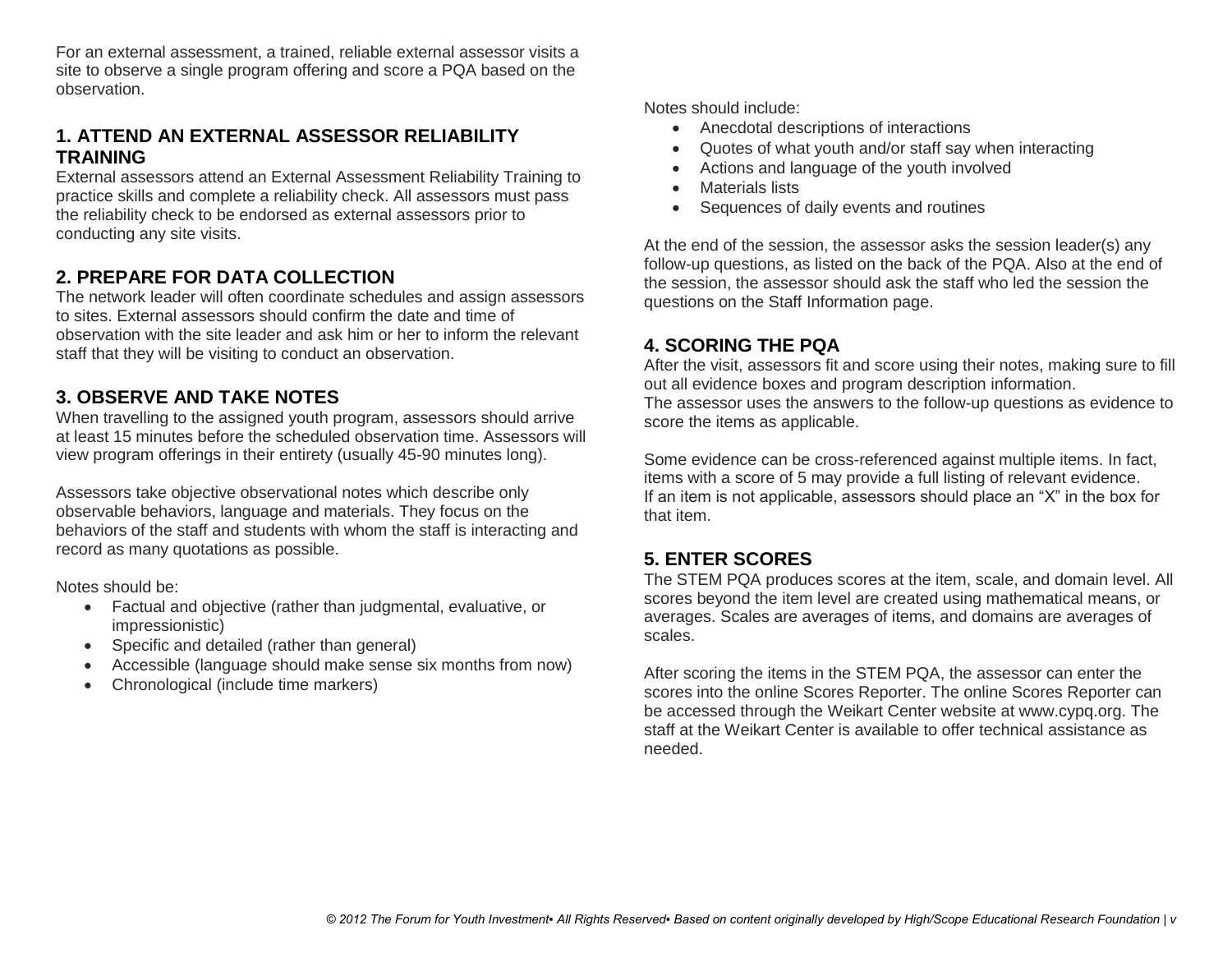For an external assessment, a trained, reliable external assessor visits a site to observe a single program offering and score a PQA based on the observation.

## 1. ATTEND AN EXTERNAL ASSESSOR RELIABILITY TRAINING

External assessors attend an External Assessment Reliability Training to practice skills and complete a reliability check. All assessors must pass the reliability check to be endorsed as external assessors prior to conducting any site visits.

## 2. PREPARE FOR DATA COLLECTION

The network leader will often coordinate schedules and assign assessors to sites. External assessors should confirm the date and time of observation with the site leader and ask him or her to inform the relevant staff that they will be visiting to conduct an observation.

## 3. OBSERVE AND TAKE NOTES

When travelling to the assigned youth program, assessors should arrive at least 15 minutes before the scheduled observation time. Assessors will view program offerings in their entirety (usually 45-90 minutes long).

Assessors take objective observational notes which describe only observable behaviors, language and materials. They focus on the behaviors of the staff and students with whom the staff is interacting and record as many quotations as possible.

Notes should be:

- Factual and objective (rather than judgmental, evaluative, or impressionistic)
- Specific and detailed (rather than general)
- Accessible (language should make sense six months from now)
- Chronological (include time markers)

Notes should include:

- Anecdotal descriptions of interactions
- Quotes of what youth and/or staff say when interacting
- Actions and language of the youth involved
- Materials lists
- Sequences of daily events and routines

At the end of the session, the assessor asks the session leader(s) any follow-up questions, as listed on the back of the PQA. Also at the end of the session, the assessor should ask the staff who led the session the questions on the Staff Information page.

## 4. SCORING THE PQA

After the visit, assessors fit and score using their notes, making sure to fill out all evidence boxes and program description information.
The assessor uses the answers to the follow-up questions as evidence to score the items as applicable.

Some evidence can be cross-referenced against multiple items. In fact, items with a score of 5 may provide a full listing of relevant evidence.
If an item is not applicable, assessors should place an “X” in the box for that item.

## 5. ENTER SCORES

The STEM PQA produces scores at the item, scale, and domain level. All scores beyond the item level are created using mathematical means, or averages. Scales are averages of items, and domains are averages of scales.

After scoring the items in the STEM PQA, the assessor can enter the scores into the online Scores Reporter. The online Scores Reporter can be accessed through the Weikart Center website at www.cypq.org. The staff at the Weikart Center is available to offer technical assistance as needed.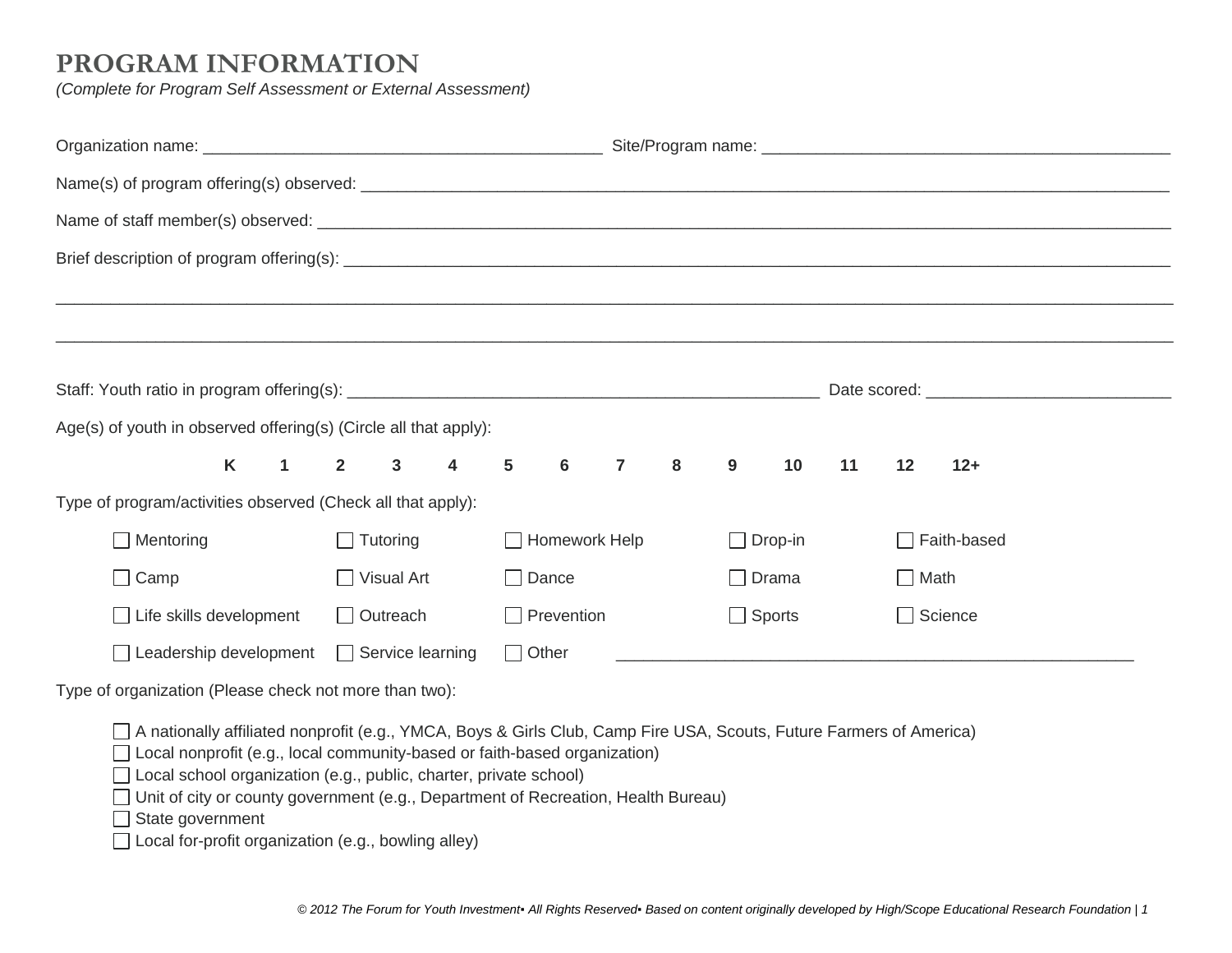# PROGRAM INFORMATION

*(Complete for Program Self Assessment or External Assessment)*

Organization name: ____________________________________________ Site/Program name: ____________________________________________

Name(s) of program offering(s) observed: ____________________________________________

Name of staff member(s) observed: ____________________________________________

Brief description of program offering(s): ____________________________________________

____________________________________________

____________________________________________

Staff: Youth ratio in program offering(s): ____________________________________________ Date scored: ___________________________

Age(s) of youth in observed offering(s) (Circle all that apply):

**K 1 2 3 4 5 6 7 8 9 10 11 12 12+**

Type of program/activities observed (Check all that apply):

| | | | | |
|---|---|---|---|---|
| ☐ Mentoring | ☐ Tutoring | ☐ Homework Help | ☐ Drop-in | ☐ Faith-based |
| ☐ Camp | ☐ Visual Art | ☐ Dance | ☐ Drama | ☐ Math |
| ☐ Life skills development | ☐ Outreach | ☐ Prevention | ☐ Sports | ☐ Science |
| ☐ Leadership development | ☐ Service learning | ☐ Other ___________________________ | | |

Type of organization (Please check not more than two):

- ☐ A nationally affiliated nonprofit (e.g., YMCA, Boys & Girls Club, Camp Fire USA, Scouts, Future Farmers of America)
- ☐ Local nonprofit (e.g., local community-based or faith-based organization)
- ☐ Local school organization (e.g., public, charter, private school)
- ☐ Unit of city or county government (e.g., Department of Recreation, Health Bureau)
- ☐ State government
- ☐ Local for-profit organization (e.g., bowling alley)

*© 2012 The Forum for Youth Investment▪ All Rights Reserved▪ Based on content originally developed by High/Scope Educational Research Foundation*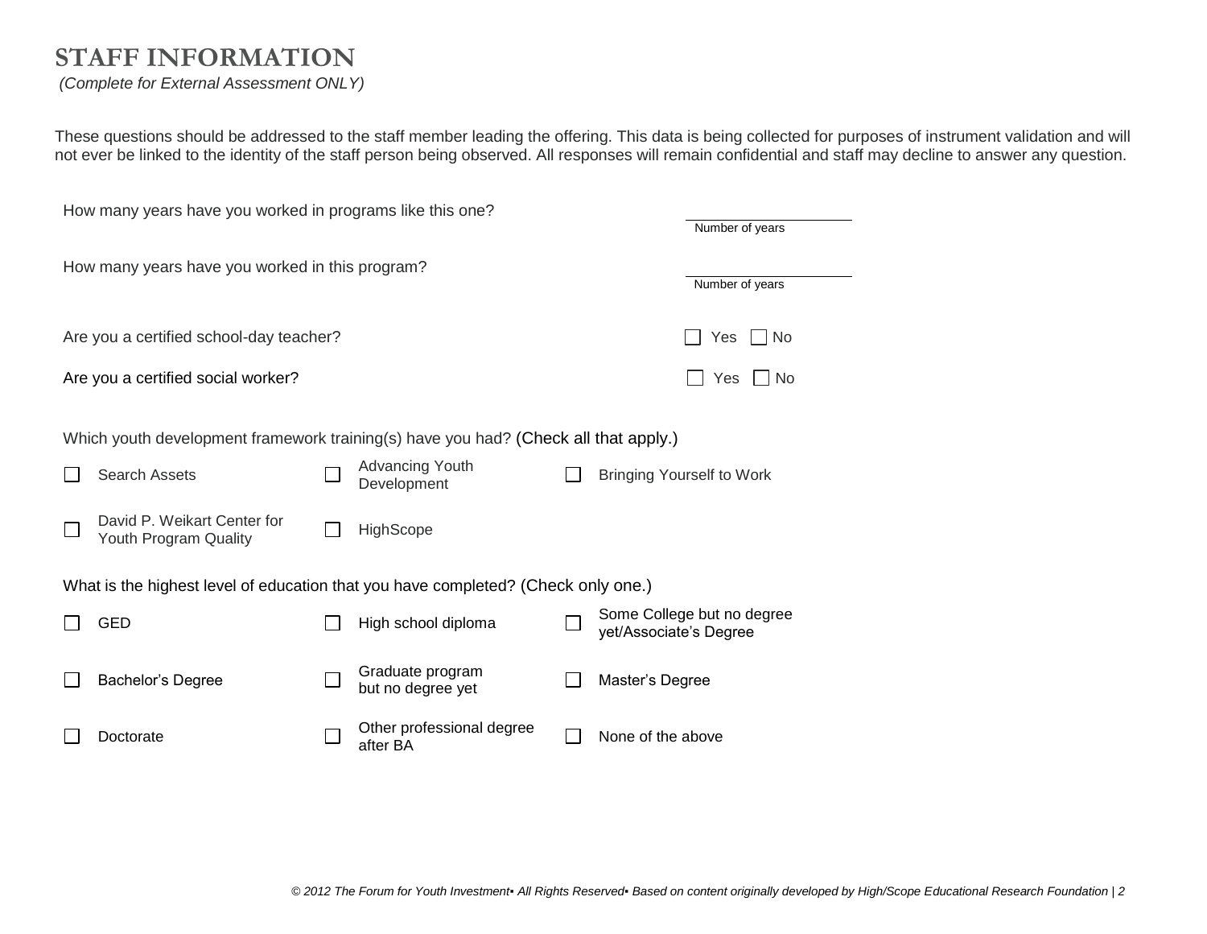# STAFF INFORMATION

*(Complete for External Assessment ONLY)*

These questions should be addressed to the staff member leading the offering. This data is being collected for purposes of instrument validation and will not ever be linked to the identity of the staff person being observed. All responses will remain confidential and staff may decline to answer any question.

How many years have you worked in programs like this one? ____________ Number of years

How many years have you worked in this program? ____________ Number of years

Are you a certified school-day teacher? ☐ Yes ☐ No

Are you a certified social worker? ☐ Yes ☐ No

Which youth development framework training(s) have you had? (Check all that apply.)

| | | |
|---|---|---|
| ☐ Search Assets | ☐ Advancing Youth Development | ☐ Bringing Yourself to Work |
| ☐ David P. Weikart Center for Youth Program Quality | ☐ HighScope | |

What is the highest level of education that you have completed? (Check only one.)

| | | |
|---|---|---|
| ☐ GED | ☐ High school diploma | ☐ Some College but no degree yet/Associate's Degree |
| ☐ Bachelor's Degree | ☐ Graduate program but no degree yet | ☐ Master's Degree |
| ☐ Doctorate | ☐ Other professional degree after BA | ☐ None of the above |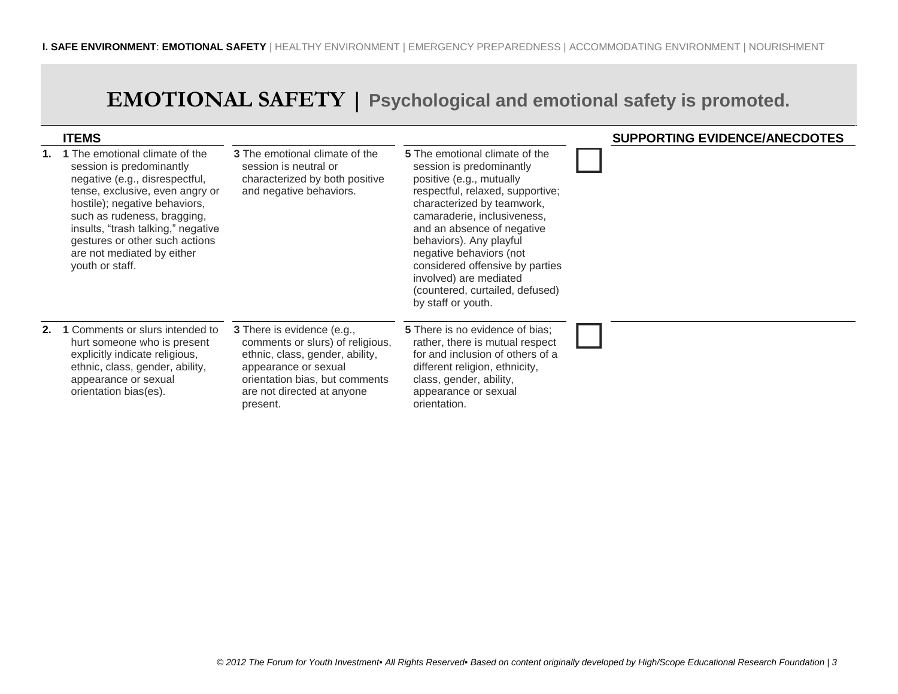**I. SAFE ENVIRONMENT**: **EMOTIONAL SAFETY** | HEALTHY ENVIRONMENT | EMERGENCY PREPAREDNESS | ACCOMMODATING ENVIRONMENT | NOURISHMENT

# EMOTIONAL SAFETY | Psychological and emotional safety is promoted.

| | ITEMS | | | | SUPPORTING EVIDENCE/ANECDOTES |
|---|---|---|---|---|---|
| **1.** | **1** The emotional climate of the session is predominantly negative (e.g., disrespectful, tense, exclusive, even angry or hostile); negative behaviors, such as rudeness, bragging, insults, "trash talking," negative gestures or other such actions are not mediated by either youth or staff. | **3** The emotional climate of the session is neutral or characterized by both positive and negative behaviors. | **5** The emotional climate of the session is predominantly positive (e.g., mutually respectful, relaxed, supportive; characterized by teamwork, camaraderie, inclusiveness, and an absence of negative behaviors). Any playful negative behaviors (not considered offensive by parties involved) are mediated (countered, curtailed, defused) by staff or youth. | ☐ | |
| **2.** | **1** Comments or slurs intended to hurt someone who is present explicitly indicate religious, ethnic, class, gender, ability, appearance or sexual orientation bias(es). | **3** There is evidence (e.g., comments or slurs) of religious, ethnic, class, gender, ability, appearance or sexual orientation bias, but comments are not directed at anyone present. | **5** There is no evidence of bias; rather, there is mutual respect for and inclusion of others of a different religion, ethnicity, class, gender, ability, appearance or sexual orientation. | ☐ | |

*© 2012 The Forum for Youth Investment▪ All Rights Reserved▪ Based on content originally developed by High/Scope Educational Research Foundation*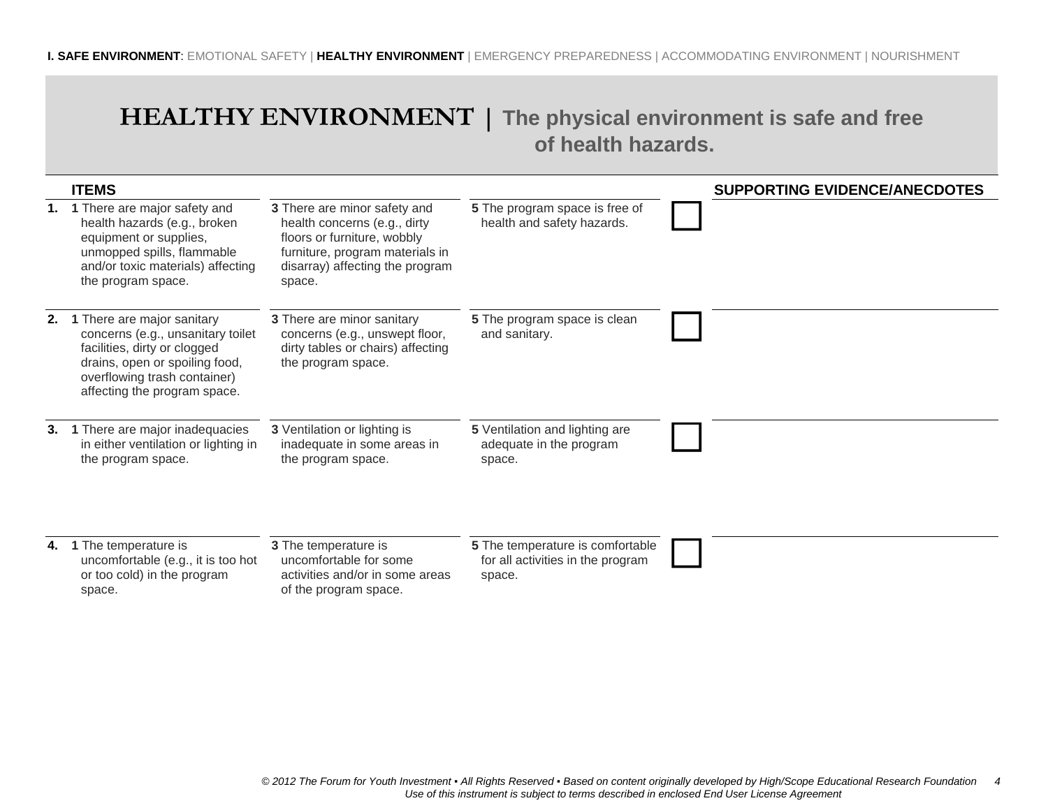**I. SAFE ENVIRONMENT**: EMOTIONAL SAFETY | **HEALTHY ENVIRONMENT** | EMERGENCY PREPAREDNESS | ACCOMMODATING ENVIRONMENT | NOURISHMENT

# HEALTHY ENVIRONMENT | The physical environment is safe and free of health hazards.

| | ITEMS | | | | SUPPORTING EVIDENCE/ANECDOTES |
|---|---|---|---|---|---|
| **1.** | **1** There are major safety and health hazards (e.g., broken equipment or supplies, unmopped spills, flammable and/or toxic materials) affecting the program space. | **3** There are minor safety and health concerns (e.g., dirty floors or furniture, wobbly furniture, program materials in disarray) affecting the program space. | **5** The program space is free of health and safety hazards. | ☐ | |
| **2.** | **1** There are major sanitary concerns (e.g., unsanitary toilet facilities, dirty or clogged drains, open or spoiling food, overflowing trash container) affecting the program space. | **3** There are minor sanitary concerns (e.g., unswept floor, dirty tables or chairs) affecting the program space. | **5** The program space is clean and sanitary. | ☐ | |
| **3.** | **1** There are major inadequacies in either ventilation or lighting in the program space. | **3** Ventilation or lighting is inadequate in some areas in the program space. | **5** Ventilation and lighting are adequate in the program space. | ☐ | |
| **4.** | **1** The temperature is uncomfortable (e.g., it is too hot or too cold) in the program space. | **3** The temperature is uncomfortable for some activities and/or in some areas of the program space. | **5** The temperature is comfortable for all activities in the program space. | ☐ | |

*© 2012 The Forum for Youth Investment ▪ All Rights Reserved ▪ Based on content originally developed by High/Scope Educational Research Foundation*
*Use of this instrument is subject to terms described in enclosed End User License Agreement*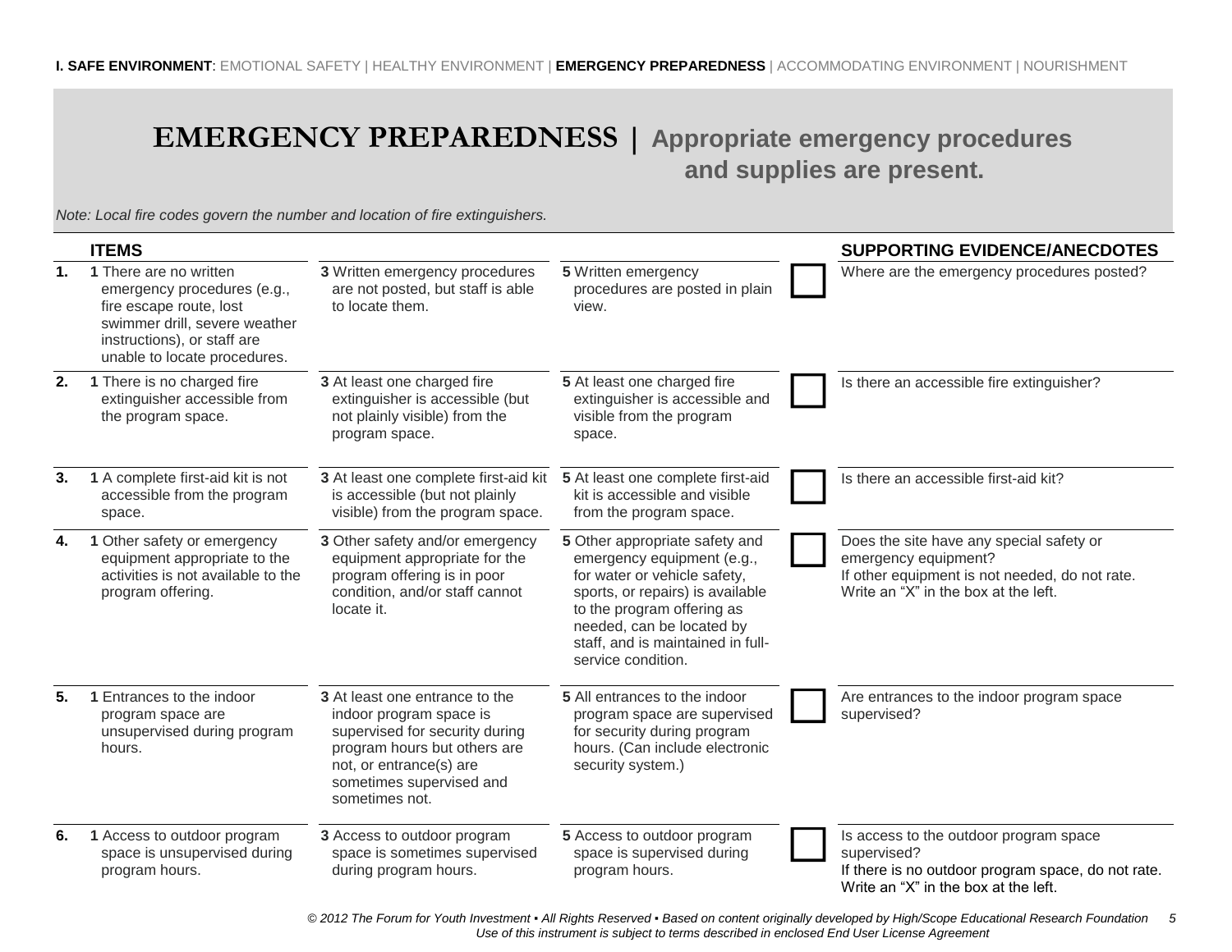**I. SAFE ENVIRONMENT**: EMOTIONAL SAFETY | HEALTHY ENVIRONMENT | **EMERGENCY PREPAREDNESS** | ACCOMMODATING ENVIRONMENT | NOURISHMENT

# EMERGENCY PREPAREDNESS | Appropriate emergency procedures and supplies are present.

*Note: Local fire codes govern the number and location of fire extinguishers.*

| | ITEMS | | | | SUPPORTING EVIDENCE/ANECDOTES |
|---|---|---|---|---|---|
| **1.** | **1** There are no written emergency procedures (e.g., fire escape route, lost swimmer drill, severe weather instructions), or staff are unable to locate procedures. | **3** Written emergency procedures are not posted, but staff is able to locate them. | **5** Written emergency procedures are posted in plain view. | ☐ | Where are the emergency procedures posted? |
| **2.** | **1** There is no charged fire extinguisher accessible from the program space. | **3** At least one charged fire extinguisher is accessible (but not plainly visible) from the program space. | **5** At least one charged fire extinguisher is accessible and visible from the program space. | ☐ | Is there an accessible fire extinguisher? |
| **3.** | **1** A complete first-aid kit is not accessible from the program space. | **3** At least one complete first-aid kit is accessible (but not plainly visible) from the program space. | **5** At least one complete first-aid kit is accessible and visible from the program space. | ☐ | Is there an accessible first-aid kit? |
| **4.** | **1** Other safety or emergency equipment appropriate to the activities is not available to the program offering. | **3** Other safety and/or emergency equipment appropriate for the program offering is in poor condition, and/or staff cannot locate it. | **5** Other appropriate safety and emergency equipment (e.g., for water or vehicle safety, sports, or repairs) is available to the program offering as needed, can be located by staff, and is maintained in full-service condition. | ☐ | Does the site have any special safety or emergency equipment? If other equipment is not needed, do not rate. Write an "X" in the box at the left. |
| **5.** | **1** Entrances to the indoor program space are unsupervised during program hours. | **3** At least one entrance to the indoor program space is supervised for security during program hours but others are not, or entrance(s) are sometimes supervised and sometimes not. | **5** All entrances to the indoor program space are supervised for security during program hours. (Can include electronic security system.) | ☐ | Are entrances to the indoor program space supervised? |
| **6.** | **1** Access to outdoor program space is unsupervised during program hours. | **3** Access to outdoor program space is sometimes supervised during program hours. | **5** Access to outdoor program space is supervised during program hours. | ☐ | Is access to the outdoor program space supervised? If there is no outdoor program space, do not rate. Write an "X" in the box at the left. |

*© 2012 The Forum for Youth Investment ▪ All Rights Reserved ▪ Based on content originally developed by High/Scope Educational Research Foundation*
*Use of this instrument is subject to terms described in enclosed End User License Agreement*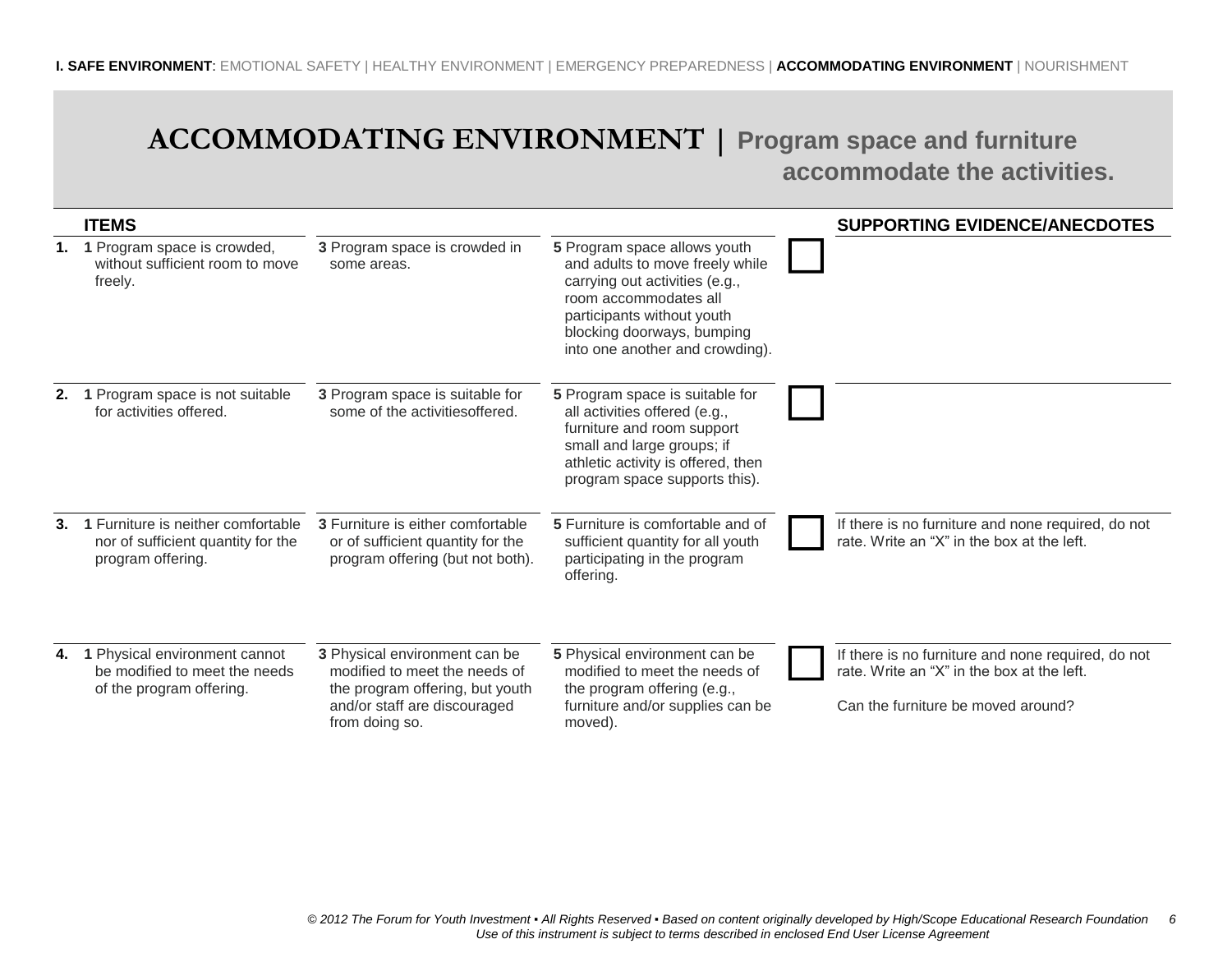**I. SAFE ENVIRONMENT**: EMOTIONAL SAFETY | HEALTHY ENVIRONMENT | EMERGENCY PREPAREDNESS | **ACCOMMODATING ENVIRONMENT** | NOURISHMENT

# ACCOMMODATING ENVIRONMENT | Program space and furniture accommodate the activities.

| | ITEMS | | | | SUPPORTING EVIDENCE/ANECDOTES |
|---|---|---|---|---|---|
| **1.** | **1** Program space is crowded, without sufficient room to move freely. | **3** Program space is crowded in some areas. | **5** Program space allows youth and adults to move freely while carrying out activities (e.g., room accommodates all participants without youth blocking doorways, bumping into one another and crowding). | ☐ | |
| **2.** | **1** Program space is not suitable for activities offered. | **3** Program space is suitable for some of the activitiesoffered. | **5** Program space is suitable for all activities offered (e.g., furniture and room support small and large groups; if athletic activity is offered, then program space supports this). | ☐ | |
| **3.** | **1** Furniture is neither comfortable nor of sufficient quantity for the program offering. | **3** Furniture is either comfortable or of sufficient quantity for the program offering (but not both). | **5** Furniture is comfortable and of sufficient quantity for all youth participating in the program offering. | ☐ | If there is no furniture and none required, do not rate. Write an "X" in the box at the left. |
| **4.** | **1** Physical environment cannot be modified to meet the needs of the program offering. | **3** Physical environment can be modified to meet the needs of the program offering, but youth and/or staff are discouraged from doing so. | **5** Physical environment can be modified to meet the needs of the program offering (e.g., furniture and/or supplies can be moved). | ☐ | If there is no furniture and none required, do not rate. Write an "X" in the box at the left.<br><br>Can the furniture be moved around? |

*© 2012 The Forum for Youth Investment ▪ All Rights Reserved ▪ Based on content originally developed by High/Scope Educational Research Foundation*
*Use of this instrument is subject to terms described in enclosed End User License Agreement*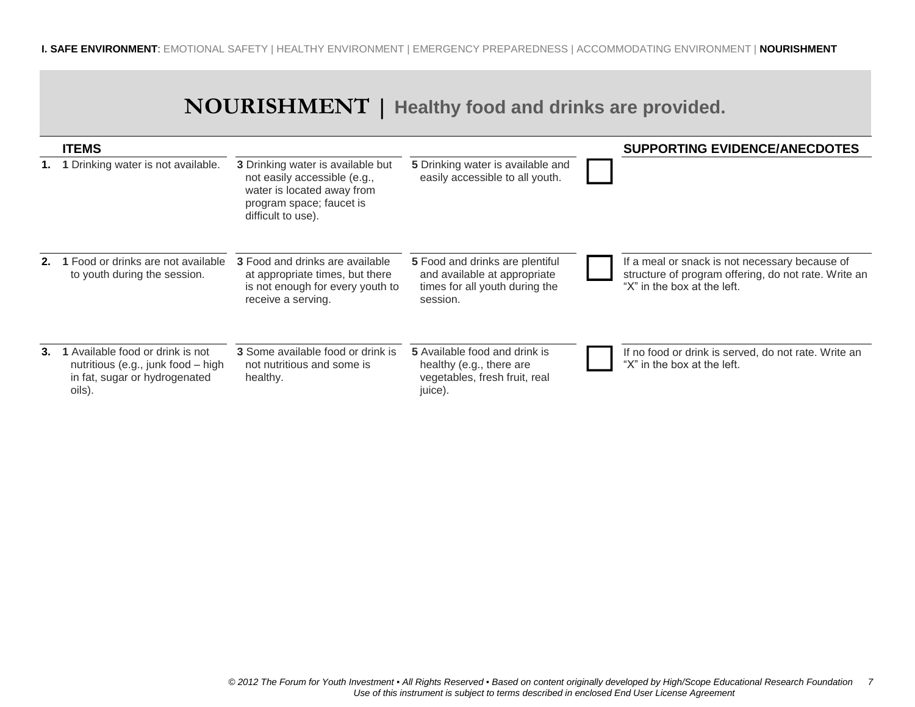**I. SAFE ENVIRONMENT**: EMOTIONAL SAFETY | HEALTHY ENVIRONMENT | EMERGENCY PREPAREDNESS | ACCOMMODATING ENVIRONMENT | **NOURISHMENT**

# NOURISHMENT | Healthy food and drinks are provided.

| | ITEMS | | | | SUPPORTING EVIDENCE/ANECDOTES |
|---|---|---|---|---|---|
| **1.** | **1** Drinking water is not available. | **3** Drinking water is available but not easily accessible (e.g., water is located away from program space; faucet is difficult to use). | **5** Drinking water is available and easily accessible to all youth. | ☐ | |
| **2.** | **1** Food or drinks are not available to youth during the session. | **3** Food and drinks are available at appropriate times, but there is not enough for every youth to receive a serving. | **5** Food and drinks are plentiful and available at appropriate times for all youth during the session. | ☐ | If a meal or snack is not necessary because of structure of program offering, do not rate. Write an "X" in the box at the left. |
| **3.** | **1** Available food or drink is not nutritious (e.g., junk food – high in fat, sugar or hydrogenated oils). | **3** Some available food or drink is not nutritious and some is healthy. | **5** Available food and drink is healthy (e.g., there are vegetables, fresh fruit, real juice). | ☐ | If no food or drink is served, do not rate. Write an "X" in the box at the left. |

*© 2012 The Forum for Youth Investment ▪ All Rights Reserved ▪ Based on content originally developed by High/Scope Educational Research Foundation*
*Use of this instrument is subject to terms described in enclosed End User License Agreement*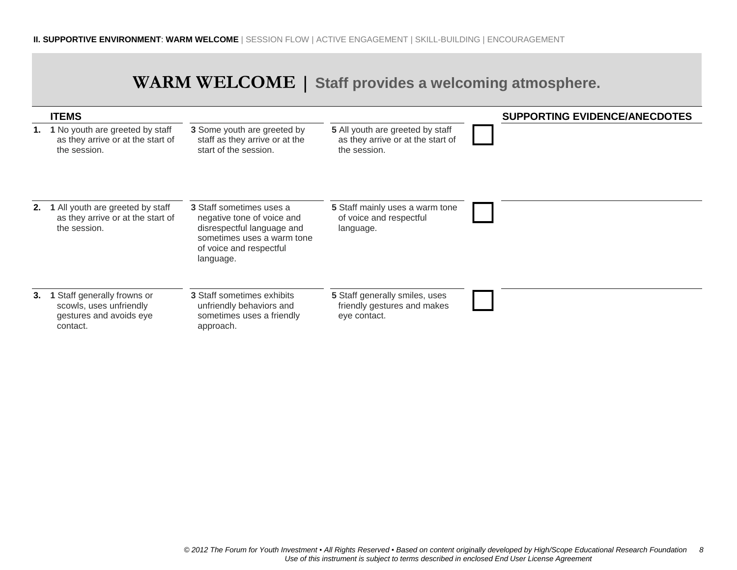**II. SUPPORTIVE ENVIRONMENT**: **WARM WELCOME** | SESSION FLOW | ACTIVE ENGAGEMENT | SKILL-BUILDING | ENCOURAGEMENT

# WARM WELCOME | Staff provides a welcoming atmosphere.

| | ITEMS | | | | SUPPORTING EVIDENCE/ANECDOTES |
|---|---|---|---|---|---|
| **1.** | **1** No youth are greeted by staff as they arrive or at the start of the session. | **3** Some youth are greeted by staff as they arrive or at the start of the session. | **5** All youth are greeted by staff as they arrive or at the start of the session. | ☐ | |
| **2.** | **1** All youth are greeted by staff as they arrive or at the start of the session. | **3** Staff sometimes uses a negative tone of voice and disrespectful language and sometimes uses a warm tone of voice and respectful language. | **5** Staff mainly uses a warm tone of voice and respectful language. | ☐ | |
| **3.** | **1** Staff generally frowns or scowls, uses unfriendly gestures and avoids eye contact. | **3** Staff sometimes exhibits unfriendly behaviors and sometimes uses a friendly approach. | **5** Staff generally smiles, uses friendly gestures and makes eye contact. | ☐ | |

*© 2012 The Forum for Youth Investment ▪ All Rights Reserved ▪ Based on content originally developed by High/Scope Educational Research Foundation*
*Use of this instrument is subject to terms described in enclosed End User License Agreement*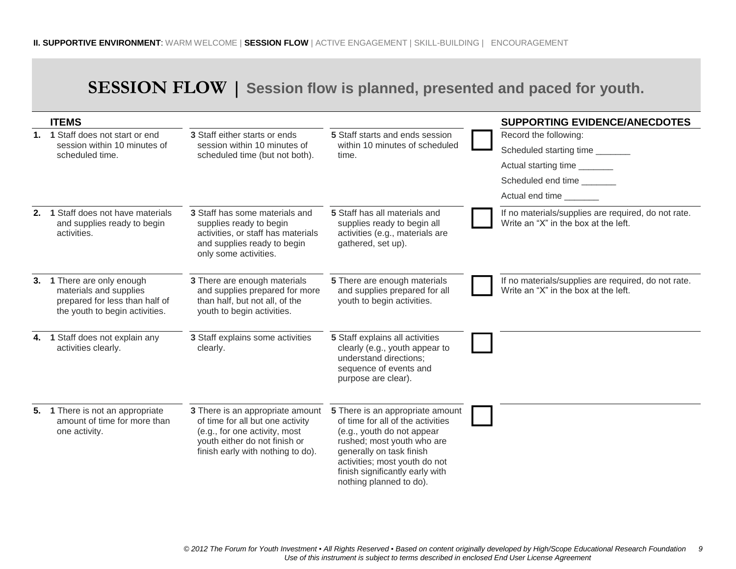**II. SUPPORTIVE ENVIRONMENT**: WARM WELCOME | **SESSION FLOW** | ACTIVE ENGAGEMENT | SKILL-BUILDING | ENCOURAGEMENT

# SESSION FLOW | Session flow is planned, presented and paced for youth.

| | ITEMS | | | | SUPPORTING EVIDENCE/ANECDOTES |
|---|---|---|---|---|---|
| **1.** | **1** Staff does not start or end session within 10 minutes of scheduled time. | **3** Staff either starts or ends session within 10 minutes of scheduled time (but not both). | **5** Staff starts and ends session within 10 minutes of scheduled time. | ☐ | Record the following:<br>Scheduled starting time _______<br>Actual starting time _______<br>Scheduled end time _______<br>Actual end time _______ |
| **2.** | **1** Staff does not have materials and supplies ready to begin activities. | **3** Staff has some materials and supplies ready to begin activities, or staff has materials and supplies ready to begin only some activities. | **5** Staff has all materials and supplies ready to begin all activities (e.g., materials are gathered, set up). | ☐ | If no materials/supplies are required, do not rate. Write an "X" in the box at the left. |
| **3.** | **1** There are only enough materials and supplies prepared for less than half of the youth to begin activities. | **3** There are enough materials and supplies prepared for more than half, but not all, of the youth to begin activities. | **5** There are enough materials and supplies prepared for all youth to begin activities. | ☐ | If no materials/supplies are required, do not rate. Write an "X" in the box at the left. |
| **4.** | **1** Staff does not explain any activities clearly. | **3** Staff explains some activities clearly. | **5** Staff explains all activities clearly (e.g., youth appear to understand directions; sequence of events and purpose are clear). | ☐ | |
| **5.** | **1** There is not an appropriate amount of time for more than one activity. | **3** There is an appropriate amount of time for all but one activity (e.g., for one activity, most youth either do not finish or finish early with nothing to do). | **5** There is an appropriate amount of time for all of the activities (e.g., youth do not appear rushed; most youth who are generally on task finish activities; most youth do not finish significantly early with nothing planned to do). | ☐ | |

*© 2012 The Forum for Youth Investment ▪ All Rights Reserved ▪ Based on content originally developed by High/Scope Educational Research Foundation*
*Use of this instrument is subject to terms described in enclosed End User License Agreement*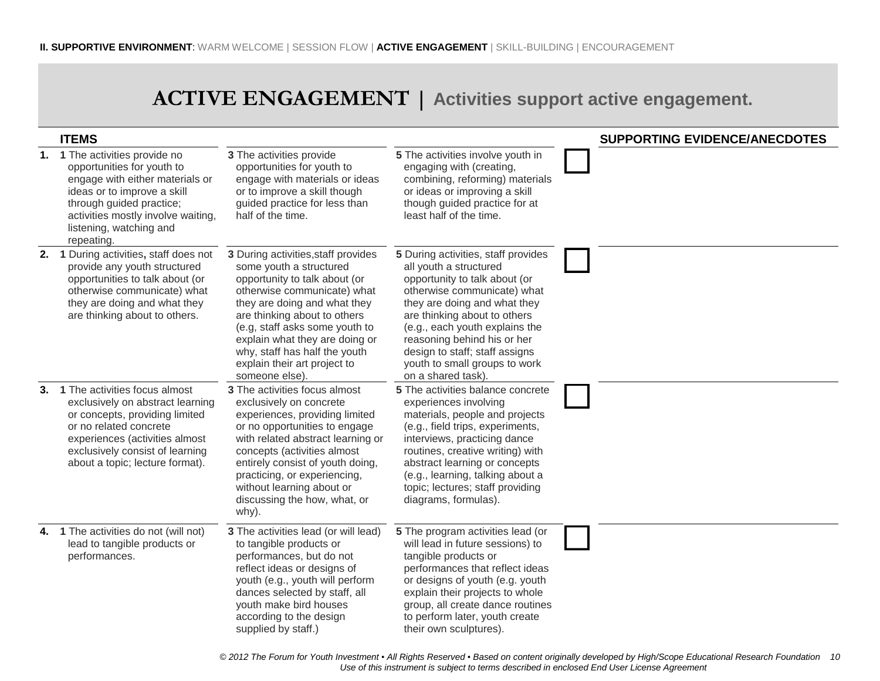**II. SUPPORTIVE ENVIRONMENT**: WARM WELCOME | SESSION FLOW | **ACTIVE ENGAGEMENT** | SKILL-BUILDING | ENCOURAGEMENT

# ACTIVE ENGAGEMENT | Activities support active engagement.

| | ITEMS | | | | SUPPORTING EVIDENCE/ANECDOTES |
|---|---|---|---|---|---|
| **1.** | **1** The activities provide no opportunities for youth to engage with either materials or ideas or to improve a skill through guided practice; activities mostly involve waiting, listening, watching and repeating. | **3** The activities provide opportunities for youth to engage with materials or ideas or to improve a skill though guided practice for less than half of the time. | **5** The activities involve youth in engaging with (creating, combining, reforming) materials or ideas or improving a skill though guided practice for at least half of the time. | ☐ | |
| **2.** | **1** During activities**,** staff does not provide any youth structured opportunities to talk about (or otherwise communicate) what they are doing and what they are thinking about to others. | **3** During activities,staff provides some youth a structured opportunity to talk about (or otherwise communicate) what they are doing and what they are thinking about to others (e.g, staff asks some youth to explain what they are doing or why, staff has half the youth explain their art project to someone else). | **5** During activities, staff provides all youth a structured opportunity to talk about (or otherwise communicate) what they are doing and what they are thinking about to others (e.g., each youth explains the reasoning behind his or her design to staff; staff assigns youth to small groups to work on a shared task). | ☐ | |
| **3.** | **1** The activities focus almost exclusively on abstract learning or concepts, providing limited or no related concrete experiences (activities almost exclusively consist of learning about a topic; lecture format). | **3** The activities focus almost exclusively on concrete experiences, providing limited or no opportunities to engage with related abstract learning or concepts (activities almost entirely consist of youth doing, practicing, or experiencing, without learning about or discussing the how, what, or why). | **5** The activities balance concrete experiences involving materials, people and projects (e.g., field trips, experiments, interviews, practicing dance routines, creative writing) with abstract learning or concepts (e.g., learning, talking about a topic; lectures; staff providing diagrams, formulas). | ☐ | |
| **4.** | **1** The activities do not (will not) lead to tangible products or performances. | **3** The activities lead (or will lead) to tangible products or performances, but do not reflect ideas or designs of youth (e.g., youth will perform dances selected by staff, all youth make bird houses according to the design supplied by staff.) | **5** The program activities lead (or will lead in future sessions) to tangible products or performances that reflect ideas or designs of youth (e.g. youth explain their projects to whole group, all create dance routines to perform later, youth create their own sculptures). | ☐ | |

*© 2012 The Forum for Youth Investment ▪ All Rights Reserved ▪ Based on content originally developed by High/Scope Educational Research Foundation*
*Use of this instrument is subject to terms described in enclosed End User License Agreement*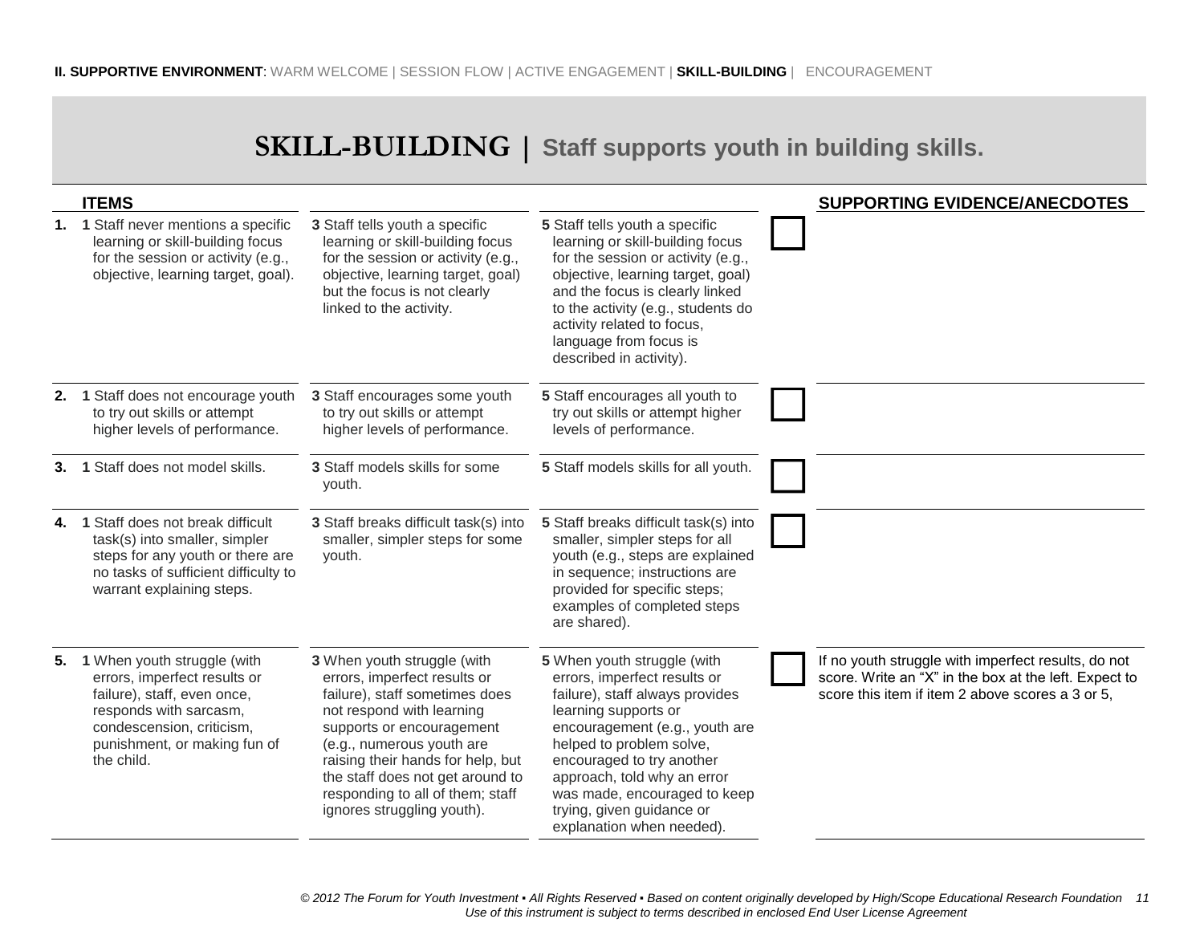**II. SUPPORTIVE ENVIRONMENT**: WARM WELCOME | SESSION FLOW | ACTIVE ENGAGEMENT | **SKILL-BUILDING** | ENCOURAGEMENT

# SKILL-BUILDING | Staff supports youth in building skills.

| ITEMS | | | | | SUPPORTING EVIDENCE/ANECDOTES |
|---|---|---|---|---|---|
| **1.** | **1** Staff never mentions a specific learning or skill-building focus for the session or activity (e.g., objective, learning target, goal). | **3** Staff tells youth a specific learning or skill-building focus for the session or activity (e.g., objective, learning target, goal) but the focus is not clearly linked to the activity. | **5** Staff tells youth a specific learning or skill-building focus for the session or activity (e.g., objective, learning target, goal) and the focus is clearly linked to the activity (e.g., students do activity related to focus, language from focus is described in activity). | ☐ | |
| **2.** | **1** Staff does not encourage youth to try out skills or attempt higher levels of performance. | **3** Staff encourages some youth to try out skills or attempt higher levels of performance. | **5** Staff encourages all youth to try out skills or attempt higher levels of performance. | ☐ | |
| **3.** | **1** Staff does not model skills. | **3** Staff models skills for some youth. | **5** Staff models skills for all youth. | ☐ | |
| **4.** | **1** Staff does not break difficult task(s) into smaller, simpler steps for any youth or there are no tasks of sufficient difficulty to warrant explaining steps. | **3** Staff breaks difficult task(s) into smaller, simpler steps for some youth. | **5** Staff breaks difficult task(s) into smaller, simpler steps for all youth (e.g., steps are explained in sequence; instructions are provided for specific steps; examples of completed steps are shared). | ☐ | |
| **5.** | **1** When youth struggle (with errors, imperfect results or failure), staff, even once, responds with sarcasm, condescension, criticism, punishment, or making fun of the child. | **3** When youth struggle (with errors, imperfect results or failure), staff sometimes does not respond with learning supports or encouragement (e.g., numerous youth are raising their hands for help, but the staff does not get around to responding to all of them; staff ignores struggling youth). | **5** When youth struggle (with errors, imperfect results or failure), staff always provides learning supports or encouragement (e.g., youth are helped to problem solve, encouraged to try another approach, told why an error was made, encouraged to keep trying, given guidance or explanation when needed). | ☐ | If no youth struggle with imperfect results, do not score. Write an "X" in the box at the left. Expect to score this item if item 2 above scores a 3 or 5, |

*© 2012 The Forum for Youth Investment ▪ All Rights Reserved ▪ Based on content originally developed by High/Scope Educational Research Foundation*
*Use of this instrument is subject to terms described in enclosed End User License Agreement*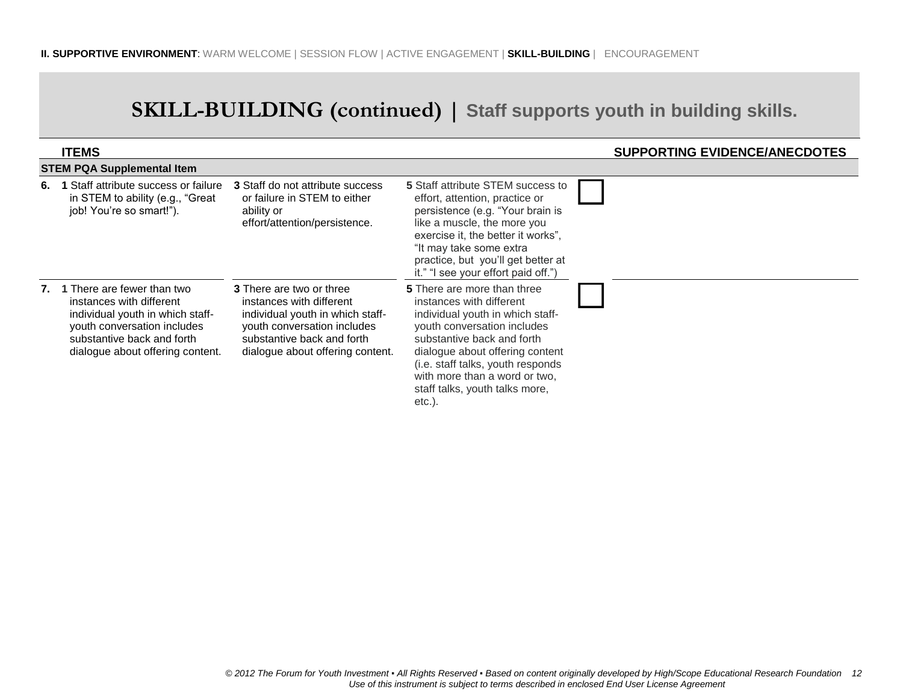**II. SUPPORTIVE ENVIRONMENT**: WARM WELCOME | SESSION FLOW | ACTIVE ENGAGEMENT | **SKILL-BUILDING** | ENCOURAGEMENT

# SKILL-BUILDING (continued) | Staff supports youth in building skills.

| ITEMS | | | | | SUPPORTING EVIDENCE/ANECDOTES |
|---|---|---|---|---|---|
| **STEM PQA Supplemental Item** | | | | | |
| **6.** | **1** Staff attribute success or failure in STEM to ability (e.g., "Great job! You're so smart!"). | **3** Staff do not attribute success or failure in STEM to either ability or effort/attention/persistence. | **5** Staff attribute STEM success to effort, attention, practice or persistence (e.g. "Your brain is like a muscle, the more you exercise it, the better it works", "It may take some extra practice, but you'll get better at it." "I see your effort paid off.") | ☐ | |
| **7.** | **1** There are fewer than two instances with different individual youth in which staff-youth conversation includes substantive back and forth dialogue about offering content. | **3** There are two or three instances with different individual youth in which staff-youth conversation includes substantive back and forth dialogue about offering content. | **5** There are more than three instances with different individual youth in which staff-youth conversation includes substantive back and forth dialogue about offering content (i.e. staff talks, youth responds with more than a word or two, staff talks, youth talks more, etc.). | ☐ | |

*© 2012 The Forum for Youth Investment ▪ All Rights Reserved ▪ Based on content originally developed by High/Scope Educational Research Foundation*
*Use of this instrument is subject to terms described in enclosed End User License Agreement*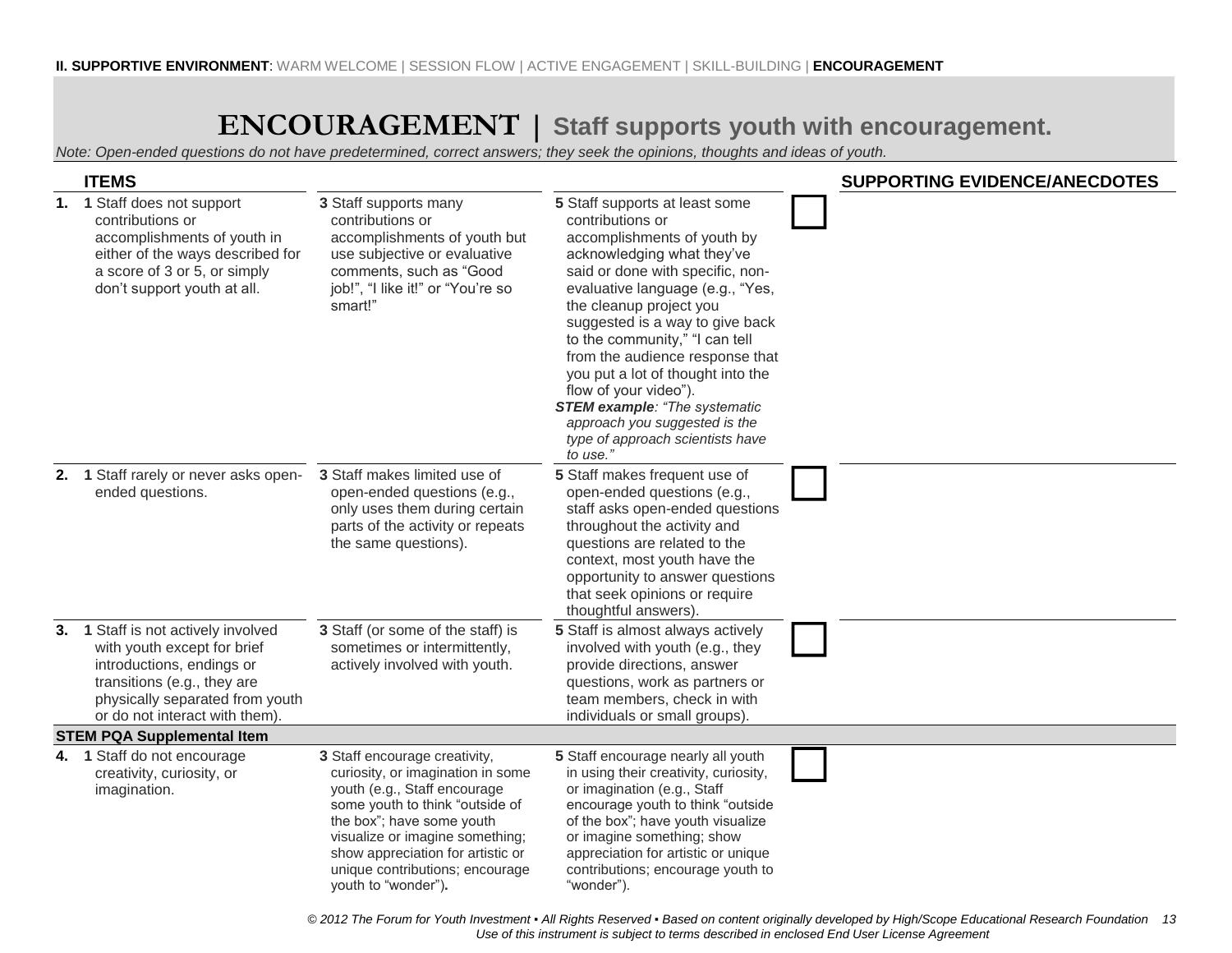**II. SUPPORTIVE ENVIRONMENT**: WARM WELCOME | SESSION FLOW | ACTIVE ENGAGEMENT | SKILL-BUILDING | **ENCOURAGEMENT**

# ENCOURAGEMENT | Staff supports youth with encouragement.

*Note: Open-ended questions do not have predetermined, correct answers; they seek the opinions, thoughts and ideas of youth.*

| ITEMS | | | | | SUPPORTING EVIDENCE/ANECDOTES |
|---|---|---|---|---|---|
| **1.** | **1** Staff does not support contributions or accomplishments of youth in either of the ways described for a score of 3 or 5, or simply don't support youth at all. | **3** Staff supports many contributions or accomplishments of youth but use subjective or evaluative comments, such as "Good job!", "I like it!" or "You're so smart!" | **5** Staff supports at least some contributions or accomplishments of youth by acknowledging what they've said or done with specific, non-evaluative language (e.g., "Yes, the cleanup project you suggested is a way to give back to the community," "I can tell from the audience response that you put a lot of thought into the flow of your video"). ***STEM example**: "The systematic approach you suggested is the type of approach scientists have to use."* | ☐ | |
| **2.** | **1** Staff rarely or never asks open-ended questions. | **3** Staff makes limited use of open-ended questions (e.g., only uses them during certain parts of the activity or repeats the same questions). | **5** Staff makes frequent use of open-ended questions (e.g., staff asks open-ended questions throughout the activity and questions are related to the context, most youth have the opportunity to answer questions that seek opinions or require thoughtful answers). | ☐ | |
| **3.** | **1** Staff is not actively involved with youth except for brief introductions, endings or transitions (e.g., they are physically separated from youth or do not interact with them). | **3** Staff (or some of the staff) is sometimes or intermittently, actively involved with youth. | **5** Staff is almost always actively involved with youth (e.g., they provide directions, answer questions, work as partners or team members, check in with individuals or small groups). | ☐ | |
| **STEM PQA Supplemental Item** | | | | | |
| **4.** | **1** Staff do not encourage creativity, curiosity, or imagination. | **3** Staff encourage creativity, curiosity, or imagination in some youth (e.g., Staff encourage some youth to think "outside of the box"; have some youth visualize or imagine something; show appreciation for artistic or unique contributions; encourage youth to "wonder"). | **5** Staff encourage nearly all youth in using their creativity, curiosity, or imagination (e.g., Staff encourage youth to think "outside of the box"; have youth visualize or imagine something; show appreciation for artistic or unique contributions; encourage youth to "wonder"). | ☐ | |

*© 2012 The Forum for Youth Investment ▪ All Rights Reserved ▪ Based on content originally developed by High/Scope Educational Research Foundation*
*Use of this instrument is subject to terms described in enclosed End User License Agreement*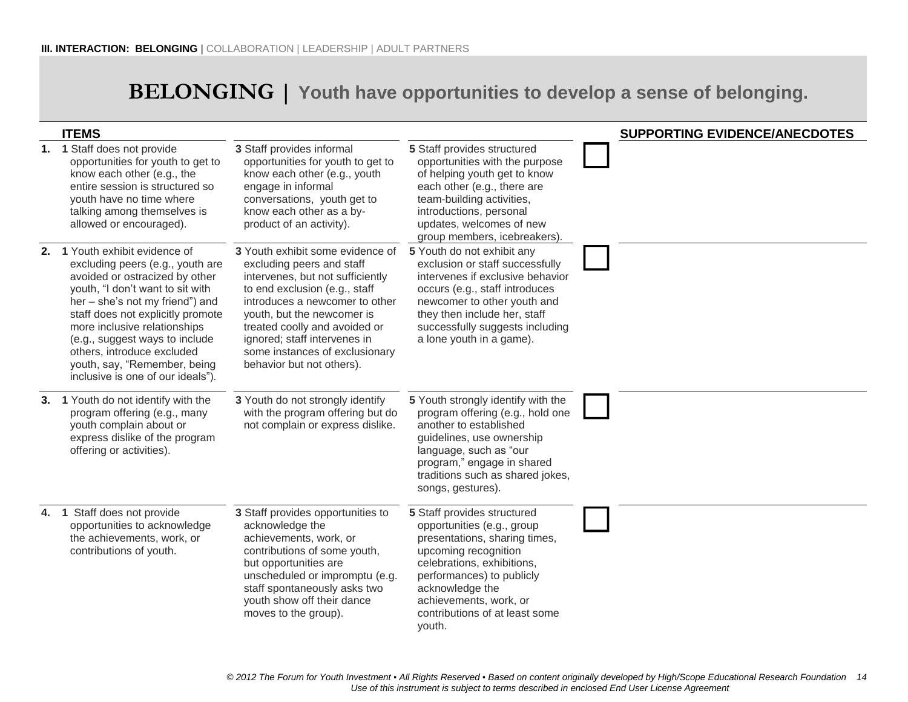**III. INTERACTION: BELONGING |** COLLABORATION | LEADERSHIP | ADULT PARTNERS

# BELONGING | Youth have opportunities to develop a sense of belonging.

| ITEMS | | | | | SUPPORTING EVIDENCE/ANECDOTES |
|---|---|---|---|---|---|
| 1. | **1** Staff does not provide opportunities for youth to get to know each other (e.g., the entire session is structured so youth have no time where talking among themselves is allowed or encouraged). | **3** Staff provides informal opportunities for youth to get to know each other (e.g., youth engage in informal conversations, youth get to know each other as a by-product of an activity). | **5** Staff provides structured opportunities with the purpose of helping youth get to know each other (e.g., there are team-building activities, introductions, personal updates, welcomes of new group members, icebreakers). | ☐ | |
| 2. | **1** Youth exhibit evidence of excluding peers (e.g., youth are avoided or ostracized by other youth, "I don't want to sit with her – she's not my friend") and staff does not explicitly promote more inclusive relationships (e.g., suggest ways to include others, introduce excluded youth, say, "Remember, being inclusive is one of our ideals"). | **3** Youth exhibit some evidence of excluding peers and staff intervenes, but not sufficiently to end exclusion (e.g., staff introduces a newcomer to other youth, but the newcomer is treated coolly and avoided or ignored; staff intervenes in some instances of exclusionary behavior but not others). | **5** Youth do not exhibit any exclusion or staff successfully intervenes if exclusive behavior occurs (e.g., staff introduces newcomer to other youth and they then include her, staff successfully suggests including a lone youth in a game). | ☐ | |
| 3. | **1** Youth do not identify with the program offering (e.g., many youth complain about or express dislike of the program offering or activities). | **3** Youth do not strongly identify with the program offering but do not complain or express dislike. | **5** Youth strongly identify with the program offering (e.g., hold one another to established guidelines, use ownership language, such as "our program," engage in shared traditions such as shared jokes, songs, gestures). | ☐ | |
| 4. | **1** Staff does not provide opportunities to acknowledge the achievements, work, or contributions of youth. | **3** Staff provides opportunities to acknowledge the achievements, work, or contributions of some youth, but opportunities are unscheduled or impromptu (e.g. staff spontaneously asks two youth show off their dance moves to the group). | **5** Staff provides structured opportunities (e.g., group presentations, sharing times, upcoming recognition celebrations, exhibitions, performances) to publicly acknowledge the achievements, work, or contributions of at least some youth. | ☐ | |

*© 2012 The Forum for Youth Investment ▪ All Rights Reserved ▪ Based on content originally developed by High/Scope Educational Research Foundation*
*Use of this instrument is subject to terms described in enclosed End User License Agreement*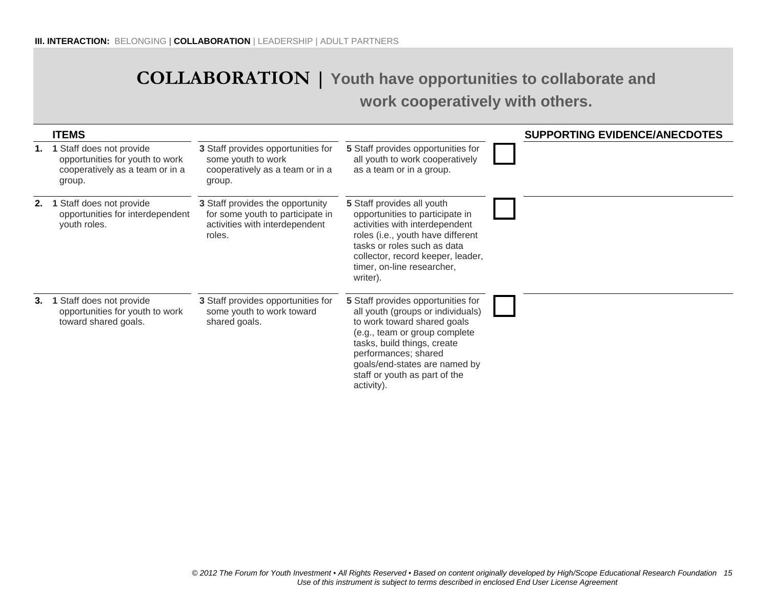III. INTERACTION: BELONGING | **COLLABORATION** | LEADERSHIP | ADULT PARTNERS

# COLLABORATION | Youth have opportunities to collaborate and work cooperatively with others.

| | ITEMS | | | | SUPPORTING EVIDENCE/ANECDOTES |
|---|---|---|---|---|---|
| **1.** | **1** Staff does not provide opportunities for youth to work cooperatively as a team or in a group. | **3** Staff provides opportunities for some youth to work cooperatively as a team or in a group. | **5** Staff provides opportunities for all youth to work cooperatively as a team or in a group. | ☐ | |
| **2.** | **1** Staff does not provide opportunities for interdependent youth roles. | **3** Staff provides the opportunity for some youth to participate in activities with interdependent roles. | **5** Staff provides all youth opportunities to participate in activities with interdependent roles (i.e., youth have different tasks or roles such as data collector, record keeper, leader, timer, on-line researcher, writer). | ☐ | |
| **3.** | **1** Staff does not provide opportunities for youth to work toward shared goals. | **3** Staff provides opportunities for some youth to work toward shared goals. | **5** Staff provides opportunities for all youth (groups or individuals) to work toward shared goals (e.g., team or group complete tasks, build things, create performances; shared goals/end-states are named by staff or youth as part of the activity). | ☐ | |

*© 2012 The Forum for Youth Investment ▪ All Rights Reserved ▪ Based on content originally developed by High/Scope Educational Research Foundation*
*Use of this instrument is subject to terms described in enclosed End User License Agreement*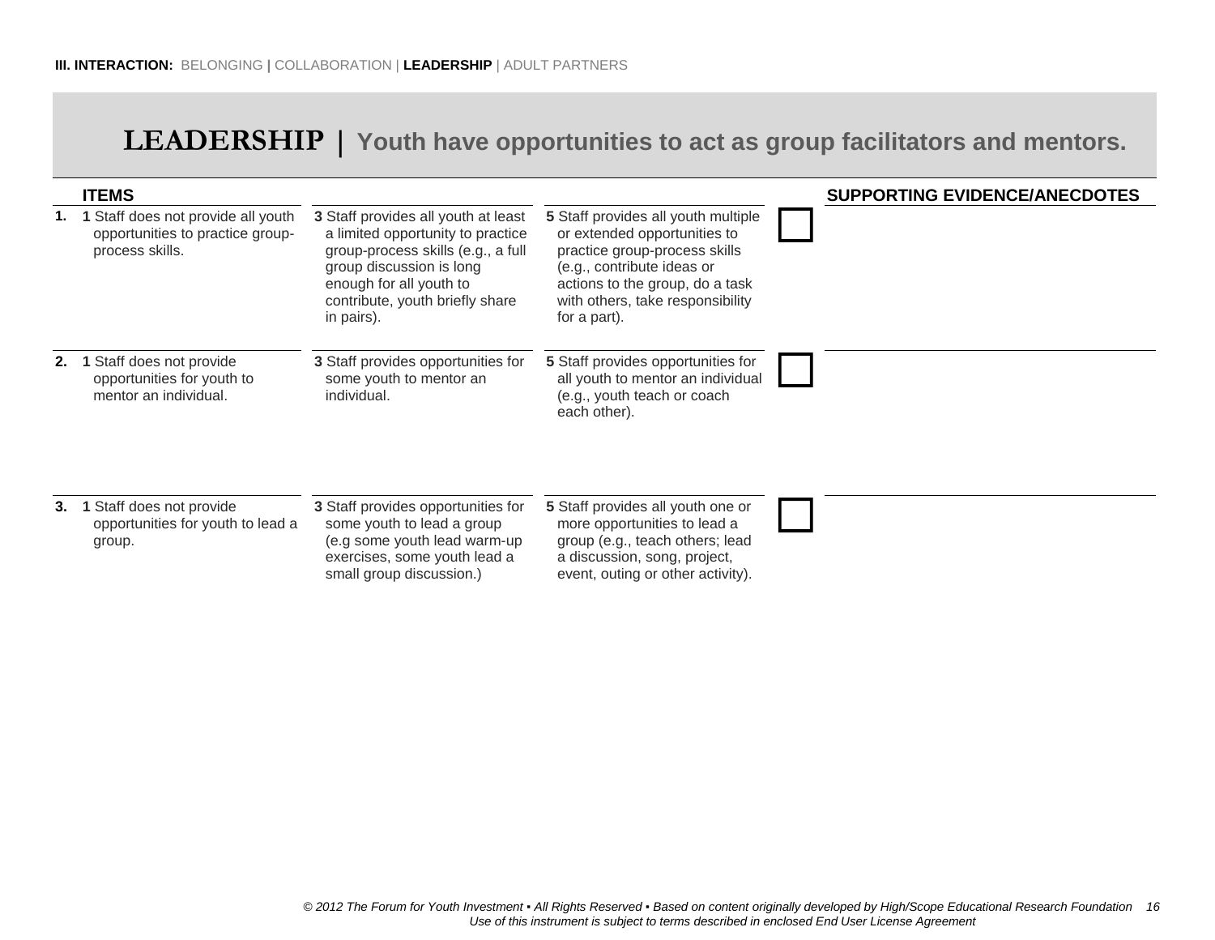**III. INTERACTION:** BELONGING | COLLABORATION | **LEADERSHIP** | ADULT PARTNERS

# LEADERSHIP | Youth have opportunities to act as group facilitators and mentors.

| | ITEMS | | | | SUPPORTING EVIDENCE/ANECDOTES |
|---|---|---|---|---|---|
| **1.** | **1** Staff does not provide all youth opportunities to practice group-process skills. | **3** Staff provides all youth at least a limited opportunity to practice group-process skills (e.g., a full group discussion is long enough for all youth to contribute, youth briefly share in pairs). | **5** Staff provides all youth multiple or extended opportunities to practice group-process skills (e.g., contribute ideas or actions to the group, do a task with others, take responsibility for a part). | ☐ | |
| **2.** | **1** Staff does not provide opportunities for youth to mentor an individual. | **3** Staff provides opportunities for some youth to mentor an individual. | **5** Staff provides opportunities for all youth to mentor an individual (e.g., youth teach or coach each other). | ☐ | |
| **3.** | **1** Staff does not provide opportunities for youth to lead a group. | **3** Staff provides opportunities for some youth to lead a group (e.g some youth lead warm-up exercises, some youth lead a small group discussion.) | **5** Staff provides all youth one or more opportunities to lead a group (e.g., teach others; lead a discussion, song, project, event, outing or other activity). | ☐ | |

*© 2012 The Forum for Youth Investment ▪ All Rights Reserved ▪ Based on content originally developed by High/Scope Educational Research Foundation*
*Use of this instrument is subject to terms described in enclosed End User License Agreement*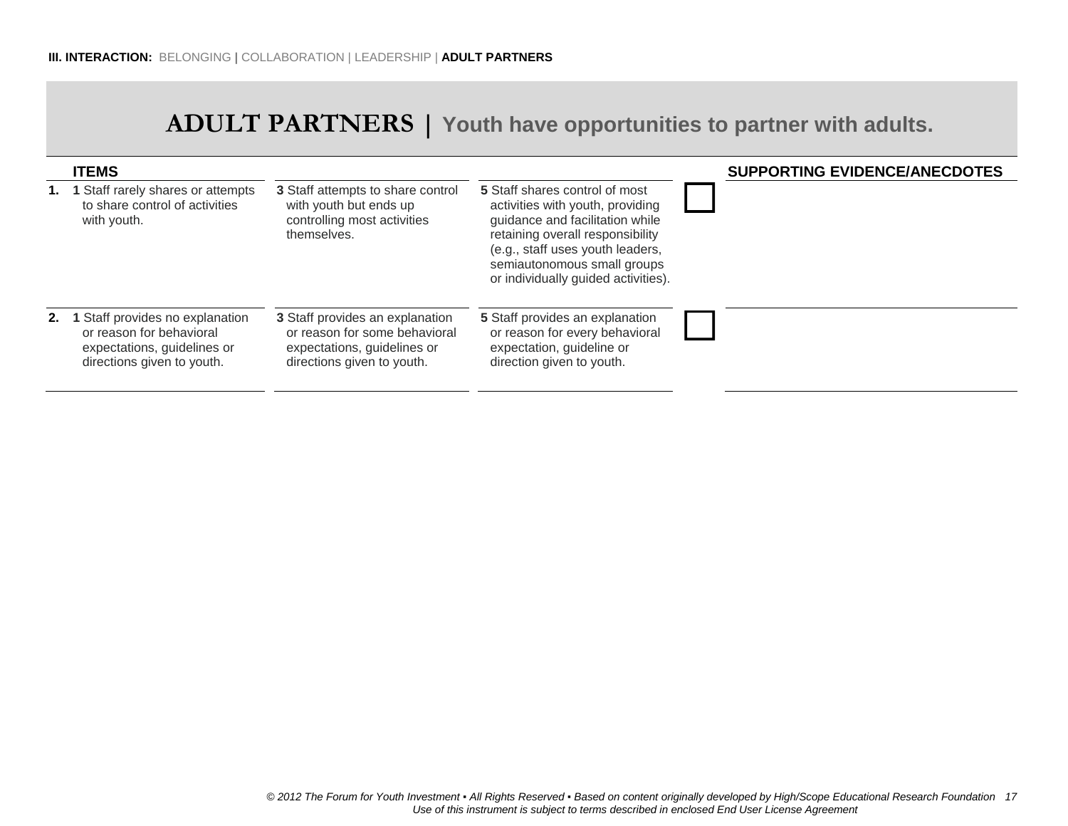**III. INTERACTION:** BELONGING | COLLABORATION | LEADERSHIP | **ADULT PARTNERS**

# ADULT PARTNERS | Youth have opportunities to partner with adults.

| ITEMS | | | | | SUPPORTING EVIDENCE/ANECDOTES |
|---|---|---|---|---|---|
| **1.** | **1** Staff rarely shares or attempts to share control of activities with youth. | **3** Staff attempts to share control with youth but ends up controlling most activities themselves. | **5** Staff shares control of most activities with youth, providing guidance and facilitation while retaining overall responsibility (e.g., staff uses youth leaders, semiautonomous small groups or individually guided activities). | ☐ | |
| **2.** | **1** Staff provides no explanation or reason for behavioral expectations, guidelines or directions given to youth. | **3** Staff provides an explanation or reason for some behavioral expectations, guidelines or directions given to youth. | **5** Staff provides an explanation or reason for every behavioral expectation, guideline or direction given to youth. | ☐ | |

*© 2012 The Forum for Youth Investment ▪ All Rights Reserved ▪ Based on content originally developed by High/Scope Educational Research Foundation*
*Use of this instrument is subject to terms described in enclosed End User License Agreement*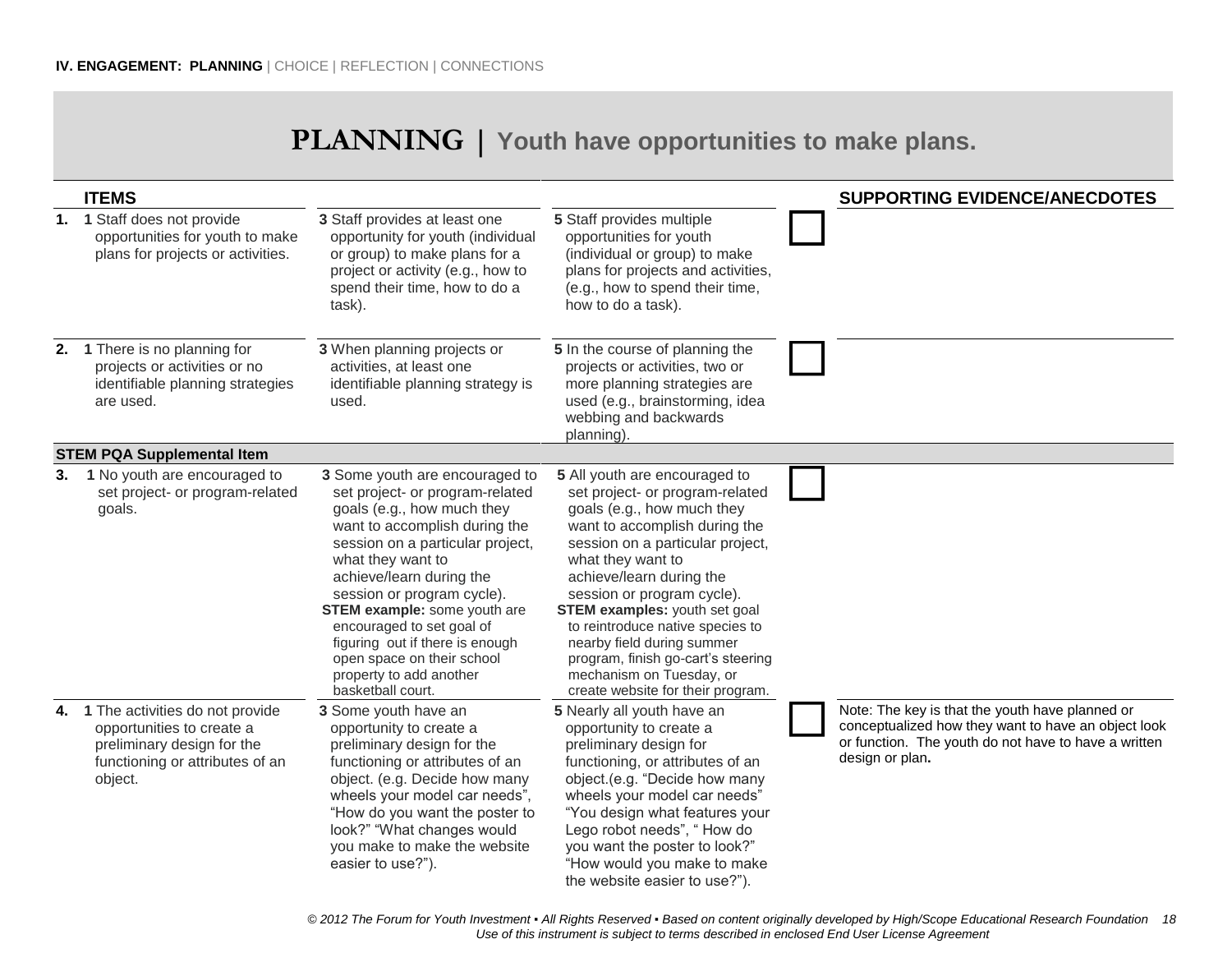**IV. ENGAGEMENT: PLANNING** | CHOICE | REFLECTION | CONNECTIONS

# PLANNING | Youth have opportunities to make plans.

| | ITEMS | | | | SUPPORTING EVIDENCE/ANECDOTES |
|---|---|---|---|---|---|
| **1.** | **1** Staff does not provide opportunities for youth to make plans for projects or activities. | **3** Staff provides at least one opportunity for youth (individual or group) to make plans for a project or activity (e.g., how to spend their time, how to do a task). | **5** Staff provides multiple opportunities for youth (individual or group) to make plans for projects and activities, (e.g., how to spend their time, how to do a task). | ☐ | |
| **2.** | **1** There is no planning for projects or activities or no identifiable planning strategies are used. | **3** When planning projects or activities, at least one identifiable planning strategy is used. | **5** In the course of planning the projects or activities, two or more planning strategies are used (e.g., brainstorming, idea webbing and backwards planning). | ☐ | |
| | **STEM PQA Supplemental Item** | | | | |
| **3.** | **1** No youth are encouraged to set project- or program-related goals. | **3** Some youth are encouraged to set project- or program-related goals (e.g., how much they want to accomplish during the session on a particular project, what they want to achieve/learn during the session or program cycle). **STEM example:** some youth are encouraged to set goal of figuring out if there is enough open space on their school property to add another basketball court. | **5** All youth are encouraged to set project- or program-related goals (e.g., how much they want to accomplish during the session on a particular project, what they want to achieve/learn during the session or program cycle). **STEM examples:** youth set goal to reintroduce native species to nearby field during summer program, finish go-cart's steering mechanism on Tuesday, or create website for their program. | ☐ | |
| **4.** | **1** The activities do not provide opportunities to create a preliminary design for the functioning or attributes of an object. | **3** Some youth have an opportunity to create a preliminary design for the functioning or attributes of an object. (e.g. Decide how many wheels your model car needs", "How do you want the poster to look?" "What changes would you make to make the website easier to use?"). | **5** Nearly all youth have an opportunity to create a preliminary design for functioning, or attributes of an object.(e.g. "Decide how many wheels your model car needs" "You design what features your Lego robot needs", " How do you want the poster to look?" "How would you make to make the website easier to use?"). | ☐ | Note: The key is that the youth have planned or conceptualized how they want to have an object look or function. The youth do not have to have a written design or plan**.** |

*© 2012 The Forum for Youth Investment ▪ All Rights Reserved ▪ Based on content originally developed by High/Scope Educational Research Foundation*
*Use of this instrument is subject to terms described in enclosed End User License Agreement*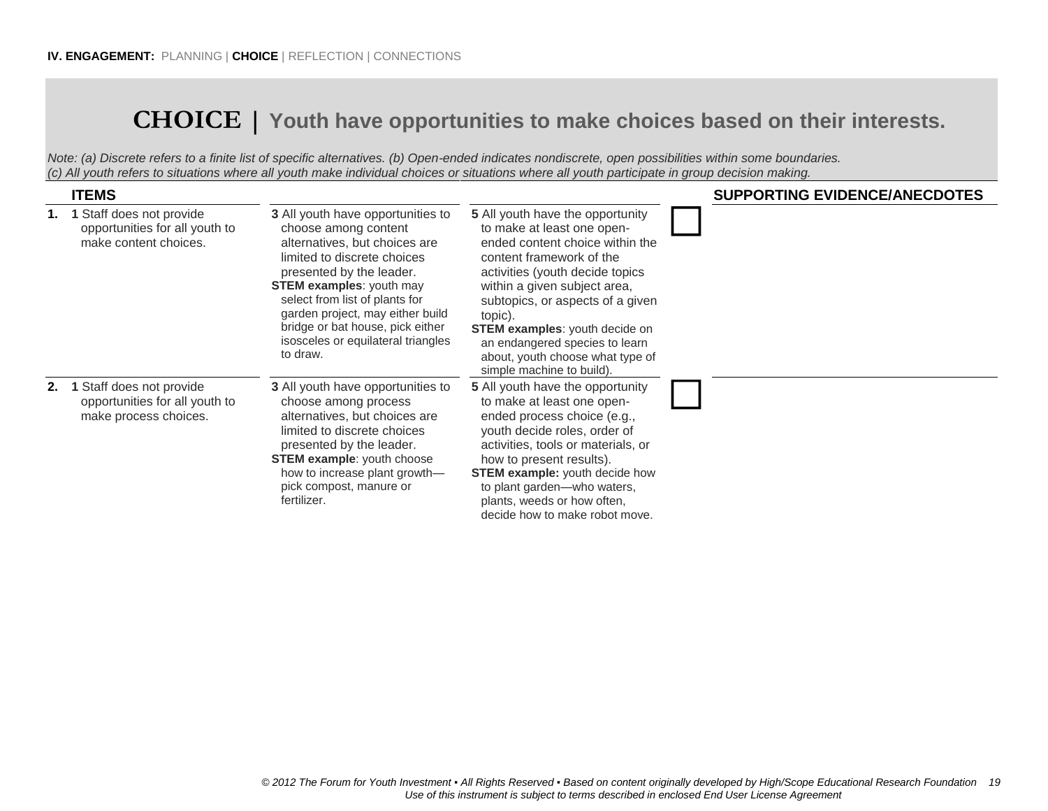**IV. ENGAGEMENT:** PLANNING | **CHOICE** | REFLECTION | CONNECTIONS

# CHOICE | Youth have opportunities to make choices based on their interests.

*Note: (a) Discrete refers to a finite list of specific alternatives. (b) Open-ended indicates nondiscrete, open possibilities within some boundaries. (c) All youth refers to situations where all youth make individual choices or situations where all youth participate in group decision making.*

| | ITEMS | | | | SUPPORTING EVIDENCE/ANECDOTES |
|---|---|---|---|---|---|
| **1.** | **1** Staff does not provide opportunities for all youth to make content choices. | **3** All youth have opportunities to choose among content alternatives, but choices are limited to discrete choices presented by the leader. **STEM examples**: youth may select from list of plants for garden project, may either build bridge or bat house, pick either isosceles or equilateral triangles to draw. | **5** All youth have the opportunity to make at least one open-ended content choice within the content framework of the activities (youth decide topics within a given subject area, subtopics, or aspects of a given topic). **STEM examples**: youth decide on an endangered species to learn about, youth choose what type of simple machine to build). | ☐ | |
| **2.** | **1** Staff does not provide opportunities for all youth to make process choices. | **3** All youth have opportunities to choose among process alternatives, but choices are limited to discrete choices presented by the leader. **STEM example**: youth choose how to increase plant growth—pick compost, manure or fertilizer. | **5** All youth have the opportunity to make at least one open-ended process choice (e.g., youth decide roles, order of activities, tools or materials, or how to present results). **STEM example:** youth decide how to plant garden—who waters, plants, weeds or how often, decide how to make robot move. | ☐ | |

*© 2012 The Forum for Youth Investment ▪ All Rights Reserved ▪ Based on content originally developed by High/Scope Educational Research Foundation*
*Use of this instrument is subject to terms described in enclosed End User License Agreement*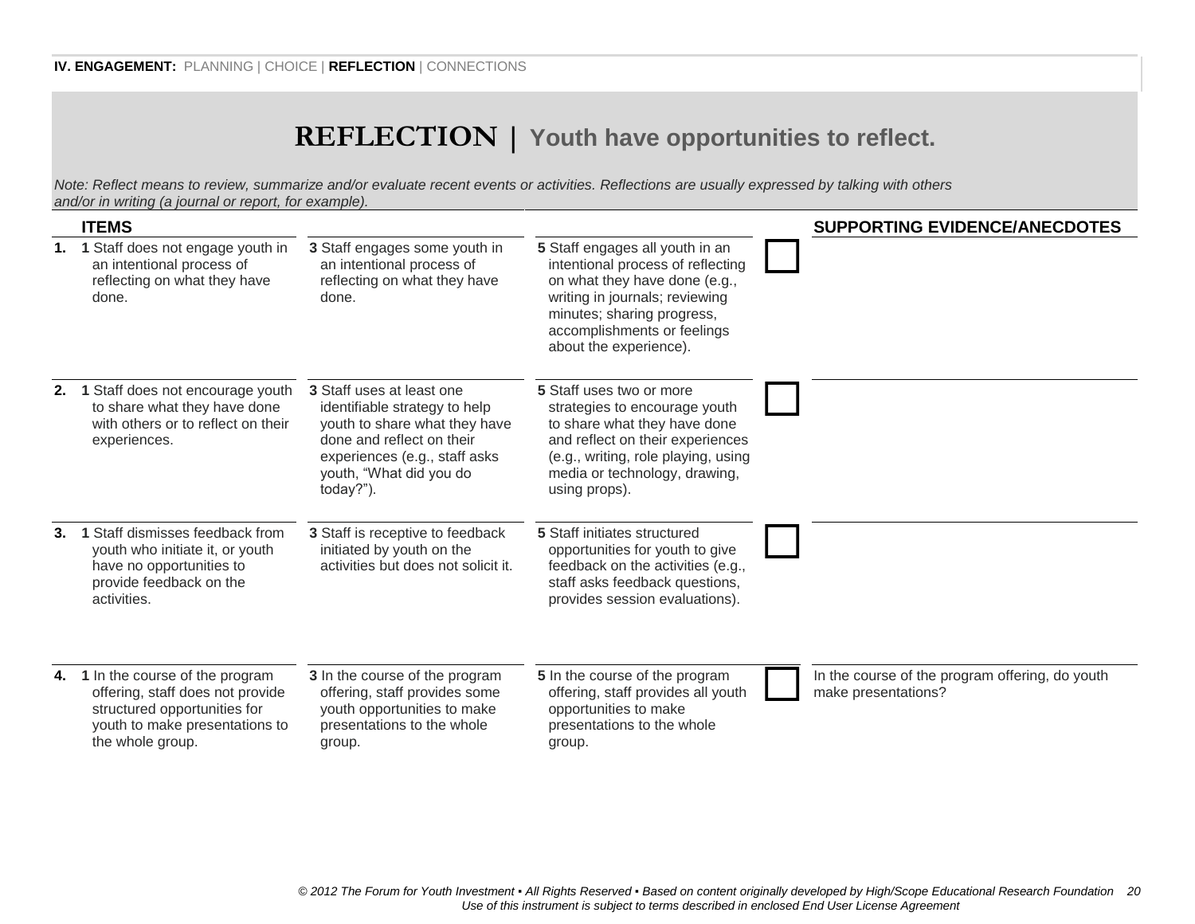**IV. ENGAGEMENT:** PLANNING | CHOICE | **REFLECTION** | CONNECTIONS

# REFLECTION | Youth have opportunities to reflect.

*Note: Reflect means to review, summarize and/or evaluate recent events or activities. Reflections are usually expressed by talking with others and/or in writing (a journal or report, for example).*

| | ITEMS | | | | SUPPORTING EVIDENCE/ANECDOTES |
|---|---|---|---|---|---|
| **1.** | **1** Staff does not engage youth in an intentional process of reflecting on what they have done. | **3** Staff engages some youth in an intentional process of reflecting on what they have done. | **5** Staff engages all youth in an intentional process of reflecting on what they have done (e.g., writing in journals; reviewing minutes; sharing progress, accomplishments or feelings about the experience). | ☐ | |
| **2.** | **1** Staff does not encourage youth to share what they have done with others or to reflect on their experiences. | **3** Staff uses at least one identifiable strategy to help youth to share what they have done and reflect on their experiences (e.g., staff asks youth, "What did you do today?"). | **5** Staff uses two or more strategies to encourage youth to share what they have done and reflect on their experiences (e.g., writing, role playing, using media or technology, drawing, using props). | ☐ | |
| **3.** | **1** Staff dismisses feedback from youth who initiate it, or youth have no opportunities to provide feedback on the activities. | **3** Staff is receptive to feedback initiated by youth on the activities but does not solicit it. | **5** Staff initiates structured opportunities for youth to give feedback on the activities (e.g., staff asks feedback questions, provides session evaluations). | ☐ | |
| **4.** | **1** In the course of the program offering, staff does not provide structured opportunities for youth to make presentations to the whole group. | **3** In the course of the program offering, staff provides some youth opportunities to make presentations to the whole group. | **5** In the course of the program offering, staff provides all youth opportunities to make presentations to the whole group. | ☐ | In the course of the program offering, do youth make presentations? |

*© 2012 The Forum for Youth Investment ▪ All Rights Reserved ▪ Based on content originally developed by High/Scope Educational Research Foundation*
*Use of this instrument is subject to terms described in enclosed End User License Agreement*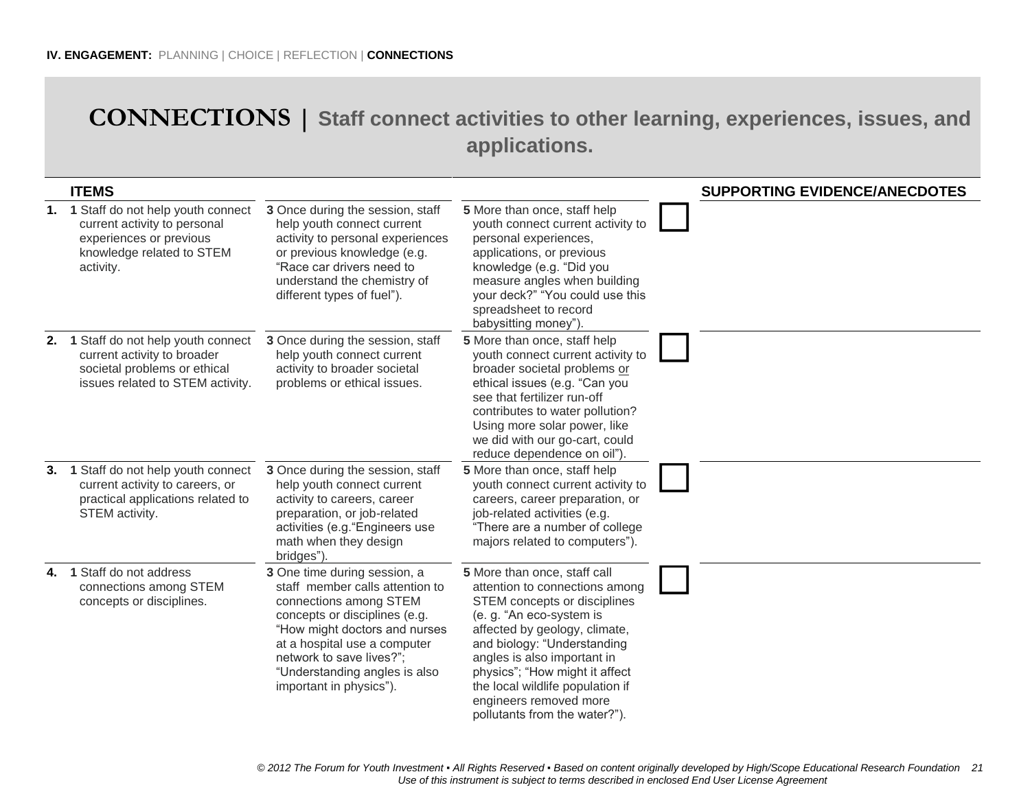**IV. ENGAGEMENT:** PLANNING | CHOICE | REFLECTION | **CONNECTIONS**

# CONNECTIONS | Staff connect activities to other learning, experiences, issues, and applications.

| | ITEMS | | | | SUPPORTING EVIDENCE/ANECDOTES |
|---|---|---|---|---|---|
| **1.** | **1** Staff do not help youth connect current activity to personal experiences or previous knowledge related to STEM activity. | **3** Once during the session, staff help youth connect current activity to personal experiences or previous knowledge (e.g. "Race car drivers need to understand the chemistry of different types of fuel"). | **5** More than once, staff help youth connect current activity to personal experiences, applications, or previous knowledge (e.g. "Did you measure angles when building your deck?" "You could use this spreadsheet to record babysitting money"). | ☐ | |
| **2.** | **1** Staff do not help youth connect current activity to broader societal problems or ethical issues related to STEM activity. | **3** Once during the session, staff help youth connect current activity to broader societal problems or ethical issues. | **5** More than once, staff help youth connect current activity to broader societal problems <u>or</u> ethical issues (e.g. "Can you see that fertilizer run-off contributes to water pollution? Using more solar power, like we did with our go-cart, could reduce dependence on oil"). | ☐ | |
| **3.** | **1** Staff do not help youth connect current activity to careers, or practical applications related to STEM activity. | **3** Once during the session, staff help youth connect current activity to careers, career preparation, or job-related activities (e.g."Engineers use math when they design bridges"). | **5** More than once, staff help youth connect current activity to careers, career preparation, or job-related activities (e.g. "There are a number of college majors related to computers"). | ☐ | |
| **4.** | **1** Staff do not address connections among STEM concepts or disciplines. | **3** One time during session, a staff member calls attention to connections among STEM concepts or disciplines (e.g. "How might doctors and nurses at a hospital use a computer network to save lives?"; "Understanding angles is also important in physics"). | **5** More than once, staff call attention to connections among STEM concepts or disciplines (e. g. "An eco-system is affected by geology, climate, and biology: "Understanding angles is also important in physics"; "How might it affect the local wildlife population if engineers removed more pollutants from the water?"). | ☐ | |

*© 2012 The Forum for Youth Investment ▪ All Rights Reserved ▪ Based on content originally developed by High/Scope Educational Research Foundation*
*Use of this instrument is subject to terms described in enclosed End User License Agreement*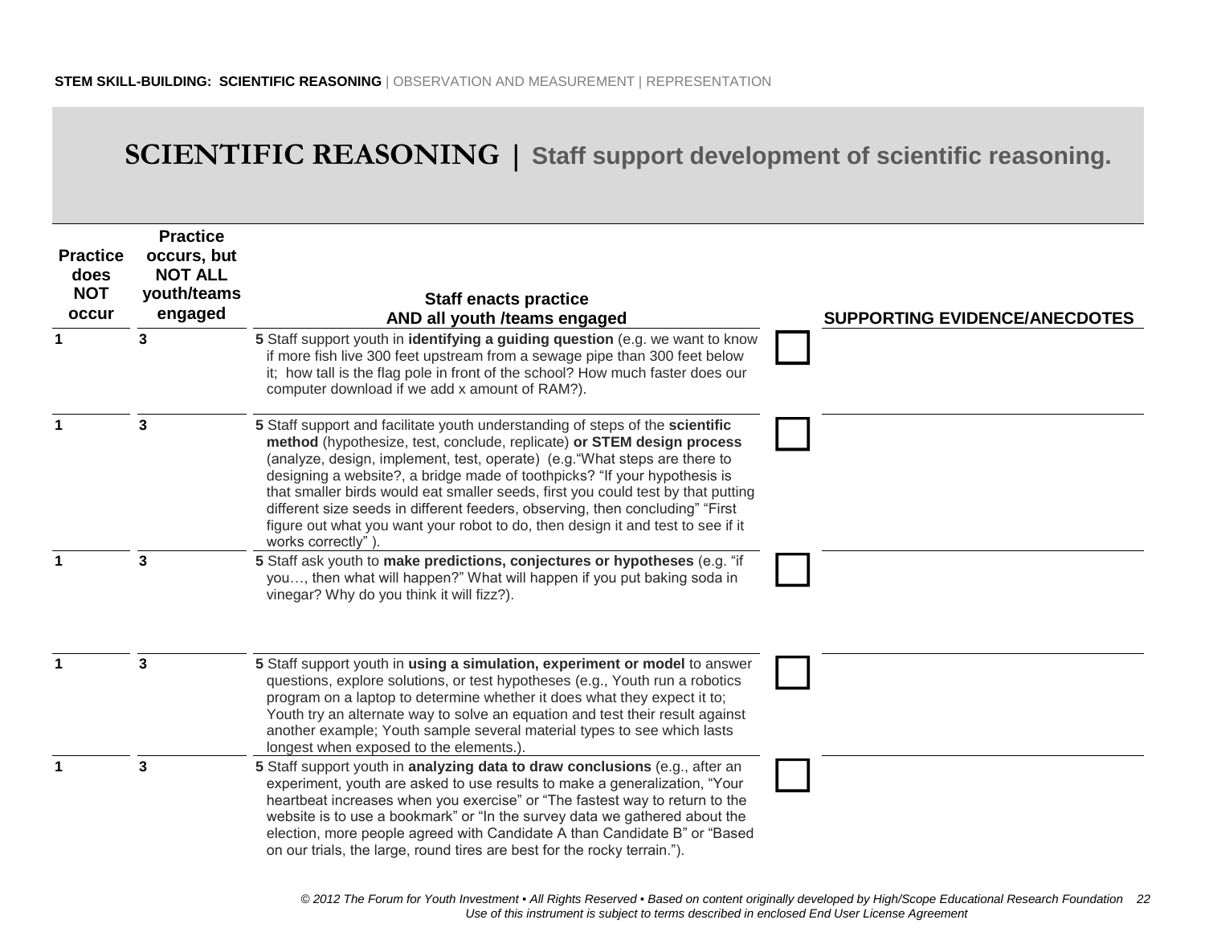STEM SKILL-BUILDING: **SCIENTIFIC REASONING** | OBSERVATION AND MEASUREMENT | REPRESENTATION

# SCIENTIFIC REASONING | Staff support development of scientific reasoning.

| Practice does NOT occur | Practice occurs, but NOT ALL youth/teams engaged | Staff enacts practice AND all youth /teams engaged | | SUPPORTING EVIDENCE/ANECDOTES |
|---|---|---|---|---|
| 1 | 3 | 5 Staff support youth in **identifying a guiding question** (e.g. we want to know if more fish live 300 feet upstream from a sewage pipe than 300 feet below it; how tall is the flag pole in front of the school? How much faster does our computer download if we add x amount of RAM?). | ☐ | |
| 1 | 3 | 5 Staff support and facilitate youth understanding of steps of the **scientific method** (hypothesize, test, conclude, replicate) **or STEM design process** (analyze, design, implement, test, operate) (e.g."What steps are there to designing a website?, a bridge made of toothpicks? "If your hypothesis is that smaller birds would eat smaller seeds, first you could test by that putting different size seeds in different feeders, observing, then concluding" "First figure out what you want your robot to do, then design it and test to see if it works correctly" ). | ☐ | |
| 1 | 3 | 5 Staff ask youth to **make predictions, conjectures or hypotheses** (e.g. "if you…, then what will happen?" What will happen if you put baking soda in vinegar? Why do you think it will fizz?). | ☐ | |
| 1 | 3 | 5 Staff support youth in **using a simulation, experiment or model** to answer questions, explore solutions, or test hypotheses (e.g., Youth run a robotics program on a laptop to determine whether it does what they expect it to; Youth try an alternate way to solve an equation and test their result against another example; Youth sample several material types to see which lasts longest when exposed to the elements.). | ☐ | |
| 1 | 3 | 5 Staff support youth in **analyzing data to draw conclusions** (e.g., after an experiment, youth are asked to use results to make a generalization, "Your heartbeat increases when you exercise" or "The fastest way to return to the website is to use a bookmark" or "In the survey data we gathered about the election, more people agreed with Candidate A than Candidate B" or "Based on our trials, the large, round tires are best for the rocky terrain."). | ☐ | |

*© 2012 The Forum for Youth Investment ▪ All Rights Reserved ▪ Based on content originally developed by High/Scope Educational Research Foundation*
*Use of this instrument is subject to terms described in enclosed End User License Agreement*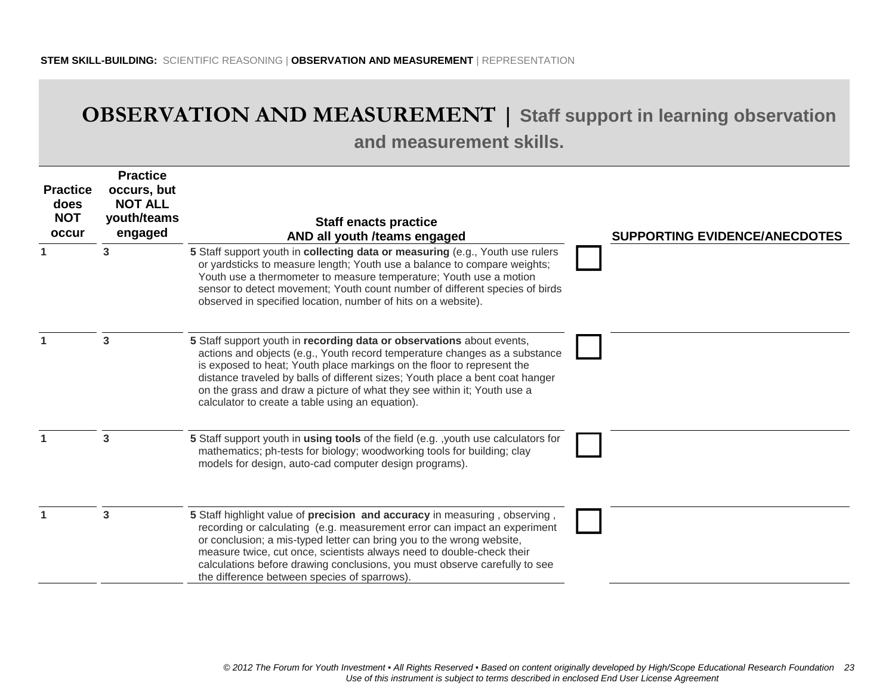STEM SKILL-BUILDING: SCIENTIFIC REASONING | **OBSERVATION AND MEASUREMENT** | REPRESENTATION

# OBSERVATION AND MEASUREMENT | Staff support in learning observation and measurement skills.

| Practice does NOT occur | Practice occurs, but NOT ALL youth/teams engaged | Staff enacts practice AND all youth /teams engaged | | SUPPORTING EVIDENCE/ANECDOTES |
|---|---|---|---|---|
| 1 | 3 | 5 Staff support youth in **collecting data or measuring** (e.g., Youth use rulers or yardsticks to measure length; Youth use a balance to compare weights; Youth use a thermometer to measure temperature; Youth use a motion sensor to detect movement; Youth count number of different species of birds observed in specified location, number of hits on a website). | ☐ | |
| 1 | 3 | 5 Staff support youth in **recording data or observations** about events, actions and objects (e.g., Youth record temperature changes as a substance is exposed to heat; Youth place markings on the floor to represent the distance traveled by balls of different sizes; Youth place a bent coat hanger on the grass and draw a picture of what they see within it; Youth use a calculator to create a table using an equation). | ☐ | |
| 1 | 3 | 5 Staff support youth in **using tools** of the field (e.g. ,youth use calculators for mathematics; ph-tests for biology; woodworking tools for building; clay models for design, auto-cad computer design programs). | ☐ | |
| 1 | 3 | 5 Staff highlight value of **precision and accuracy** in measuring , observing , recording or calculating (e.g. measurement error can impact an experiment or conclusion; a mis-typed letter can bring you to the wrong website, measure twice, cut once, scientists always need to double-check their calculations before drawing conclusions, you must observe carefully to see the difference between species of sparrows). | ☐ | |

*© 2012 The Forum for Youth Investment ▪ All Rights Reserved ▪ Based on content originally developed by High/Scope Educational Research Foundation*
*Use of this instrument is subject to terms described in enclosed End User License Agreement*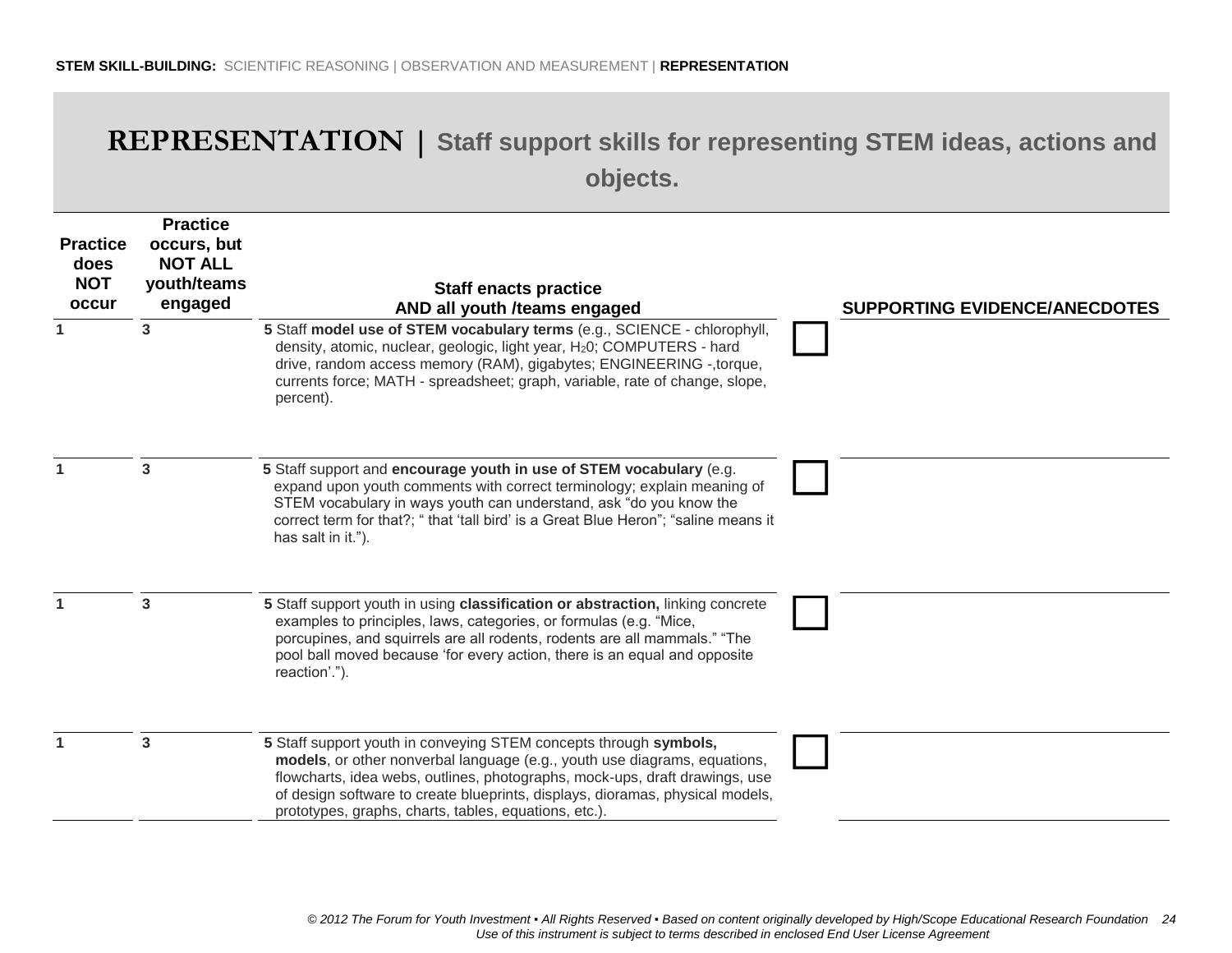STEM SKILL-BUILDING: SCIENTIFIC REASONING | OBSERVATION AND MEASUREMENT | **REPRESENTATION**

# REPRESENTATION | Staff support skills for representing STEM ideas, actions and objects.

| Practice does NOT occur | Practice occurs, but NOT ALL youth/teams engaged | Staff enacts practice AND all youth /teams engaged | | SUPPORTING EVIDENCE/ANECDOTES |
|---|---|---|---|---|
| 1 | 3 | 5 Staff **model use of STEM vocabulary terms** (e.g., SCIENCE - chlorophyll, density, atomic, nuclear, geologic, light year, $H_2 0$; COMPUTERS - hard drive, random access memory (RAM), gigabytes; ENGINEERING -,torque, currents force; MATH - spreadsheet; graph, variable, rate of change, slope, percent). | ☐ | |
| 1 | 3 | 5 Staff support and **encourage youth in use of STEM vocabulary** (e.g. expand upon youth comments with correct terminology; explain meaning of STEM vocabulary in ways youth can understand, ask "do you know the correct term for that?; " that 'tall bird' is a Great Blue Heron"; "saline means it has salt in it."). | ☐ | |
| 1 | 3 | 5 Staff support youth in using **classification or abstraction,** linking concrete examples to principles, laws, categories, or formulas (e.g. "Mice, porcupines, and squirrels are all rodents, rodents are all mammals." "The pool ball moved because 'for every action, there is an equal and opposite reaction'."). | ☐ | |
| 1 | 3 | 5 Staff support youth in conveying STEM concepts through **symbols, models**, or other nonverbal language (e.g., youth use diagrams, equations, flowcharts, idea webs, outlines, photographs, mock-ups, draft drawings, use of design software to create blueprints, displays, dioramas, physical models, prototypes, graphs, charts, tables, equations, etc.). | ☐ | |

*© 2012 The Forum for Youth Investment ▪ All Rights Reserved ▪ Based on content originally developed by High/Scope Educational Research Foundation*
*Use of this instrument is subject to terms described in enclosed End User License Agreement*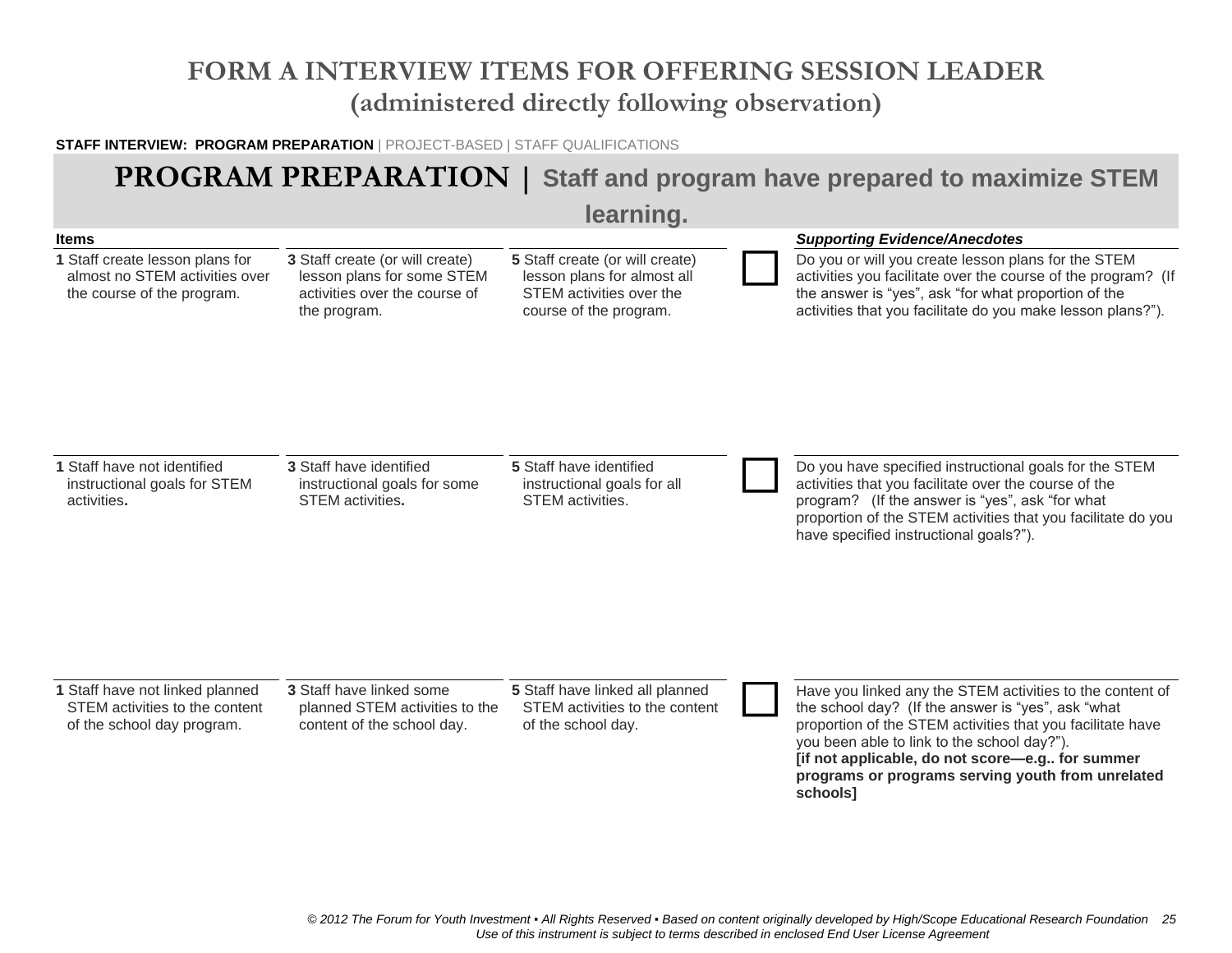# FORM A INTERVIEW ITEMS FOR OFFERING SESSION LEADER
## (administered directly following observation)

**STAFF INTERVIEW: PROGRAM PREPARATION** | PROJECT-BASED | STAFF QUALIFICATIONS

## PROGRAM PREPARATION | Staff and program have prepared to maximize STEM learning.

| Items | | | | *Supporting Evidence/Anecdotes* |
|---|---|---|---|---|
| **1** Staff create lesson plans for almost no STEM activities over the course of the program. | **3** Staff create (or will create) lesson plans for some STEM activities over the course of the program. | **5** Staff create (or will create) lesson plans for almost all STEM activities over the course of the program. | ☐ | Do you or will you create lesson plans for the STEM activities you facilitate over the course of the program? (If the answer is "yes", ask "for what proportion of the activities that you facilitate do you make lesson plans?"). |
| **1** Staff have not identified instructional goals for STEM activities**.** | **3** Staff have identified instructional goals for some STEM activities**.** | **5** Staff have identified instructional goals for all STEM activities. | ☐ | Do you have specified instructional goals for the STEM activities that you facilitate over the course of the program? (If the answer is "yes", ask "for what proportion of the STEM activities that you facilitate do you have specified instructional goals?"). |
| **1** Staff have not linked planned STEM activities to the content of the school day program. | **3** Staff have linked some planned STEM activities to the content of the school day. | **5** Staff have linked all planned STEM activities to the content of the school day. | ☐ | Have you linked any the STEM activities to the content of the school day? (If the answer is "yes", ask "what proportion of the STEM activities that you facilitate have you been able to link to the school day?"). **[if not applicable, do not score—e.g.. for summer programs or programs serving youth from unrelated schools]** |

*© 2012 The Forum for Youth Investment ▪ All Rights Reserved ▪ Based on content originally developed by High/Scope Educational Research Foundation*
*Use of this instrument is subject to terms described in enclosed End User License Agreement*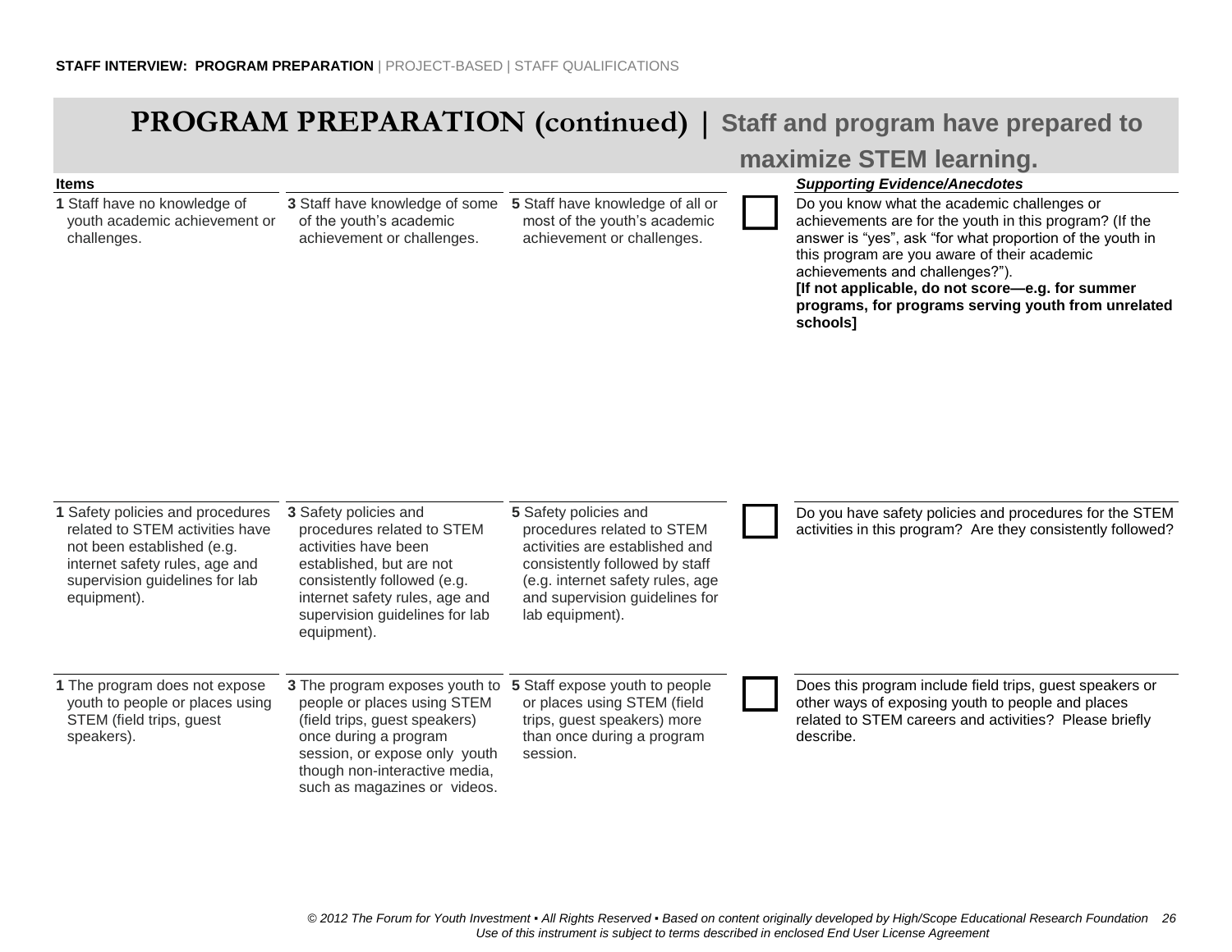**STAFF INTERVIEW: PROGRAM PREPARATION** | PROJECT-BASED | STAFF QUALIFICATIONS

# PROGRAM PREPARATION (continued) | Staff and program have prepared to maximize STEM learning.

| Items | | | | *Supporting Evidence/Anecdotes* |
|---|---|---|---|---|
| **1** Staff have no knowledge of youth academic achievement or challenges. | **3** Staff have knowledge of some of the youth's academic achievement or challenges. | **5** Staff have knowledge of all or most of the youth's academic achievement or challenges. | ☐ | Do you know what the academic challenges or achievements are for the youth in this program? (If the answer is "yes", ask "for what proportion of the youth in this program are you aware of their academic achievements and challenges?"). **[If not applicable, do not score—e.g. for summer programs, for programs serving youth from unrelated schools]** |
| **1** Safety policies and procedures related to STEM activities have not been established (e.g. internet safety rules, age and supervision guidelines for lab equipment). | **3** Safety policies and procedures related to STEM activities have been established, but are not consistently followed (e.g. internet safety rules, age and supervision guidelines for lab equipment). | **5** Safety policies and procedures related to STEM activities are established and consistently followed by staff (e.g. internet safety rules, age and supervision guidelines for lab equipment). | ☐ | Do you have safety policies and procedures for the STEM activities in this program? Are they consistently followed? |
| **1** The program does not expose youth to people or places using STEM (field trips, guest speakers). | **3** The program exposes youth to people or places using STEM (field trips, guest speakers) once during a program session, or expose only youth though non-interactive media, such as magazines or videos. | **5** Staff expose youth to people or places using STEM (field trips, guest speakers) more than once during a program session. | ☐ | Does this program include field trips, guest speakers or other ways of exposing youth to people and places related to STEM careers and activities? Please briefly describe. |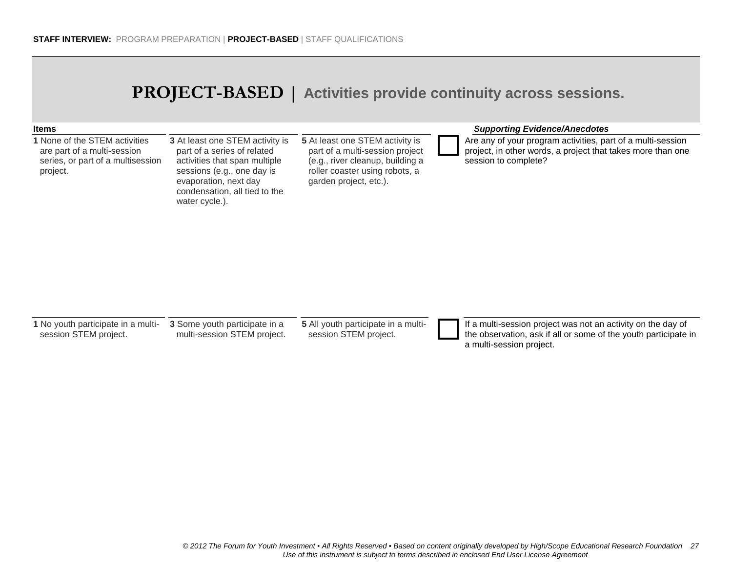**STAFF INTERVIEW:** PROGRAM PREPARATION | **PROJECT-BASED** | STAFF QUALIFICATIONS

# PROJECT-BASED | Activities provide continuity across sessions.

| Items | | | | *Supporting Evidence/Anecdotes* |
|---|---|---|---|---|
| **1** None of the STEM activities are part of a multi-session series, or part of a multisession project. | **3** At least one STEM activity is part of a series of related activities that span multiple sessions (e.g., one day is evaporation, next day condensation, all tied to the water cycle.). | **5** At least one STEM activity is part of a multi-session project (e.g., river cleanup, building a roller coaster using robots, a garden project, etc.). | ☐ | Are any of your program activities, part of a multi-session project, in other words, a project that takes more than one session to complete? |
| **1** No youth participate in a multi-session STEM project. | **3** Some youth participate in a multi-session STEM project. | **5** All youth participate in a multi-session STEM project. | ☐ | If a multi-session project was not an activity on the day of the observation, ask if all or some of the youth participate in a multi-session project. |

*© 2012 The Forum for Youth Investment ▪ All Rights Reserved ▪ Based on content originally developed by High/Scope Educational Research Foundation*
*Use of this instrument is subject to terms described in enclosed End User License Agreement*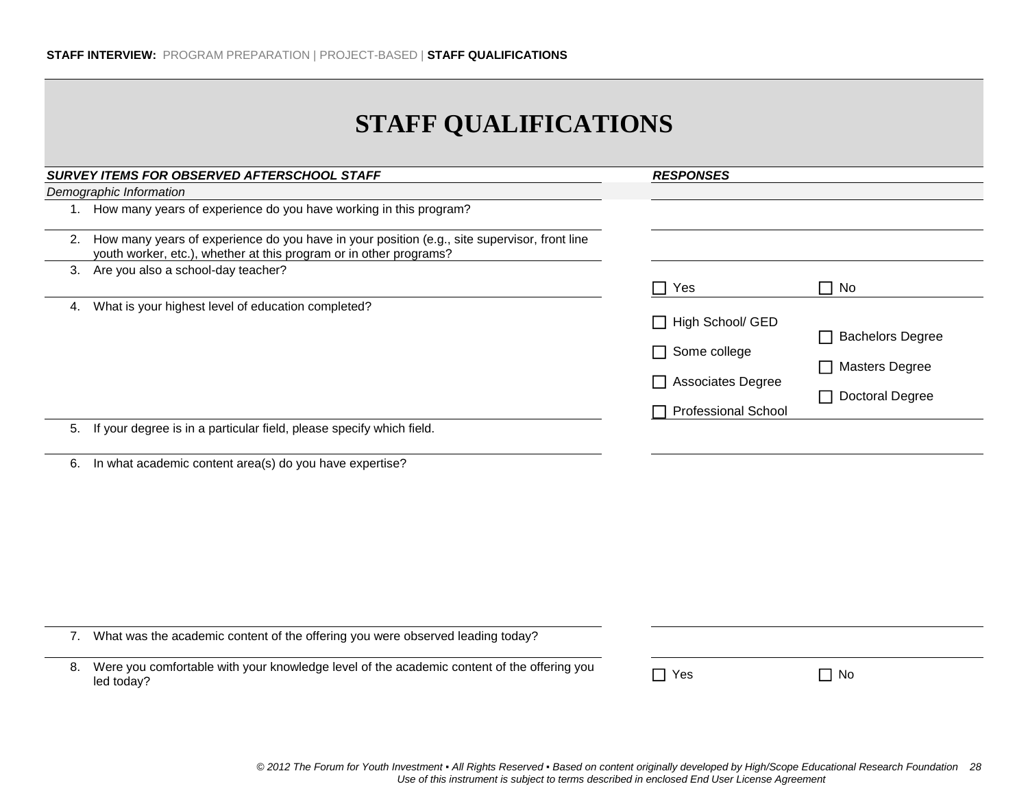# STAFF QUALIFICATIONS

| SURVEY ITEMS FOR OBSERVED AFTERSCHOOL STAFF | RESPONSES | |
|---|---|---|
| *Demographic Information* | | |
| 1. How many years of experience do you have working in this program? | | |
| 2. How many years of experience do you have in your position (e.g., site supervisor, front line youth worker, etc.), whether at this program or in other programs? | | |
| 3. Are you also a school-day teacher? | ☐ Yes | ☐ No |
| 4. What is your highest level of education completed? | ☐ High School/ GED<br>☐ Some college<br>☐ Associates Degree<br>☐ Professional School | ☐ Bachelors Degree<br>☐ Masters Degree<br>☐ Doctoral Degree |
| 5. If your degree is in a particular field, please specify which field. | | |
| 6. In what academic content area(s) do you have expertise? | | |
| 7. What was the academic content of the offering you were observed leading today? | | |
| 8. Were you comfortable with your knowledge level of the academic content of the offering you led today? | ☐ Yes | ☐ No |

*© 2012 The Forum for Youth Investment ▪ All Rights Reserved ▪ Based on content originally developed by High/Scope Educational Research Foundation*
*Use of this instrument is subject to terms described in enclosed End User License Agreement*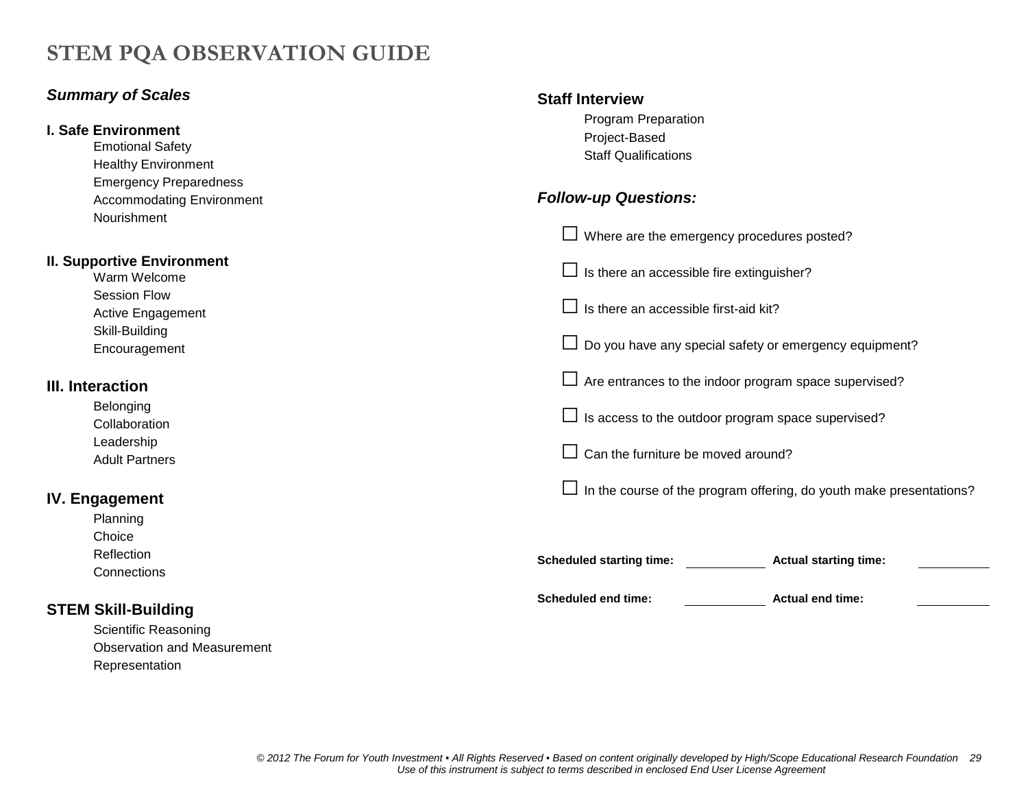# STEM PQA OBSERVATION GUIDE

### *Summary of Scales*

**I. Safe Environment**

- Emotional Safety
- Healthy Environment
- Emergency Preparedness
- Accommodating Environment
- Nourishment

**II. Supportive Environment**

- Warm Welcome
- Session Flow
- Active Engagement
- Skill-Building
- Encouragement

**III. Interaction**

- Belonging
- Collaboration
- Leadership
- Adult Partners

**IV. Engagement**

- Planning
- Choice
- Reflection
- Connections

**STEM Skill-Building**

- Scientific Reasoning
- Observation and Measurement
- Representation

### Staff Interview

- Program Preparation
- Project-Based
- Staff Qualifications

### *Follow-up Questions:*

- ☐ Where are the emergency procedures posted?
- ☐ Is there an accessible fire extinguisher?
- ☐ Is there an accessible first-aid kit?
- ☐ Do you have any special safety or emergency equipment?
- ☐ Are entrances to the indoor program space supervised?
- ☐ Is access to the outdoor program space supervised?
- ☐ Can the furniture be moved around?
- ☐ In the course of the program offering, do youth make presentations?

**Scheduled starting time:** ____________ **Actual starting time:** ____________

**Scheduled end time:** ____________ **Actual end time:** ____________

*© 2012 The Forum for Youth Investment ▪ All Rights Reserved ▪ Based on content originally developed by High/Scope Educational Research Foundation*
*Use of this instrument is subject to terms described in enclosed End User License Agreement*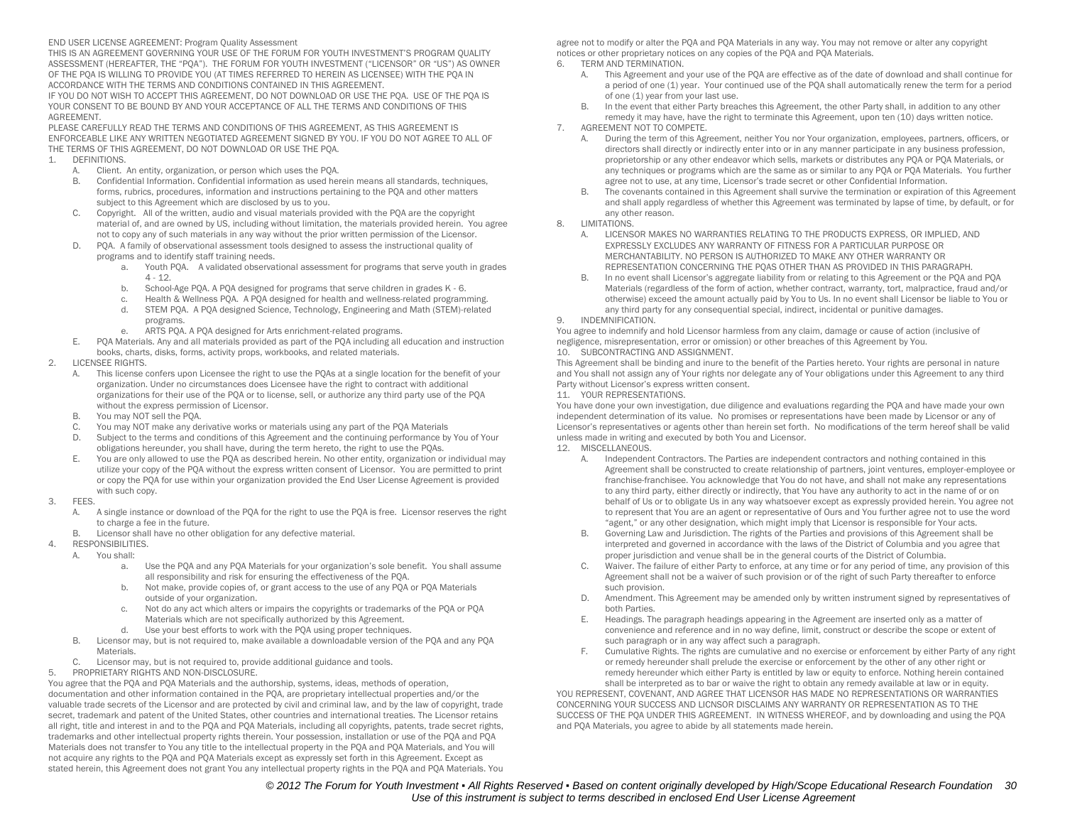END USER LICENSE AGREEMENT: Program Quality Assessment

THIS IS AN AGREEMENT GOVERNING YOUR USE OF THE FORUM FOR YOUTH INVESTMENT'S PROGRAM QUALITY ASSESSMENT (HEREAFTER, THE "PQA"). THE FORUM FOR YOUTH INVESTMENT ("LICENSOR" OR "US") AS OWNER OF THE PQA IS WILLING TO PROVIDE YOU (AT TIMES REFERRED TO HEREIN AS LICENSEE) WITH THE PQA IN ACCORDANCE WITH THE TERMS AND CONDITIONS CONTAINED IN THIS AGREEMENT.

IF YOU DO NOT WISH TO ACCEPT THIS AGREEMENT, DO NOT DOWNLOAD OR USE THE PQA. USE OF THE PQA IS YOUR CONSENT TO BE BOUND BY AND YOUR ACCEPTANCE OF ALL THE TERMS AND CONDITIONS OF THIS AGREEMENT.

PLEASE CAREFULLY READ THE TERMS AND CONDITIONS OF THIS AGREEMENT, AS THIS AGREEMENT IS ENFORCEABLE LIKE ANY WRITTEN NEGOTIATED AGREEMENT SIGNED BY YOU. IF YOU DO NOT AGREE TO ALL OF THE TERMS OF THIS AGREEMENT, DO NOT DOWNLOAD OR USE THE PQA.

1. DEFINITIONS.
   - A. Client. An entity, organization, or person which uses the PQA.
   - B. Confidential Information. Confidential information as used herein means all standards, techniques, forms, rubrics, procedures, information and instructions pertaining to the PQA and other matters subject to this Agreement which are disclosed by us to you.
   - C. Copyright. All of the written, audio and visual materials provided with the PQA are the copyright material of, and are owned by US, including without limitation, the materials provided herein. You agree not to copy any of such materials in any way without the prior written permission of the Licensor.
   - D. PQA. A family of observational assessment tools designed to assess the instructional quality of programs and to identify staff training needs.
     - a. Youth PQA. A validated observational assessment for programs that serve youth in grades 4 - 12.
     - b. School-Age PQA. A PQA designed for programs that serve children in grades K - 6.
     - c. Health & Wellness PQA. A PQA designed for health and wellness-related programming.
     - d. STEM PQA. A PQA designed Science, Technology, Engineering and Math (STEM)-related programs.
     - e. ARTS PQA. A PQA designed for Arts enrichment-related programs.
   - E. PQA Materials. Any and all materials provided as part of the PQA including all education and instruction books, charts, disks, forms, activity props, workbooks, and related materials.
2. LICENSEE RIGHTS.
   - A. This license confers upon Licensee the right to use the PQAs at a single location for the benefit of your organization. Under no circumstances does Licensee have the right to contract with additional organizations for their use of the PQA or to license, sell, or authorize any third party use of the PQA without the express permission of Licensor.
   - B. You may NOT sell the PQA.
   - C. You may NOT make any derivative works or materials using any part of the PQA Materials
   - D. Subject to the terms and conditions of this Agreement and the continuing performance by You of Your obligations hereunder, you shall have, during the term hereto, the right to use the PQAs.
   - E. You are only allowed to use the PQA as described herein. No other entity, organization or individual may utilize your copy of the PQA without the express written consent of Licensor. You are permitted to print or copy the PQA for use within your organization provided the End User License Agreement is provided with such copy.
3. FEES.
   - A. A single instance or download of the PQA for the right to use the PQA is free. Licensor reserves the right to charge a fee in the future.
   - B. Licensor shall have no other obligation for any defective material.
4. RESPONSIBILITIES.
   - A. You shall:
     - a. Use the PQA and any PQA Materials for your organization's sole benefit. You shall assume all responsibility and risk for ensuring the effectiveness of the PQA.
     - b. Not make, provide copies of, or grant access to the use of any PQA or PQA Materials outside of your organization.
     - c. Not do any act which alters or impairs the copyrights or trademarks of the PQA or PQA Materials which are not specifically authorized by this Agreement.
     - d. Use your best efforts to work with the PQA using proper techniques.
   - B. Licensor may, but is not required to, make available a downloadable version of the PQA and any PQA Materials.
   - C. Licensor may, but is not required to, provide additional guidance and tools.
5. PROPRIETARY RIGHTS AND NON-DISCLOSURE.

You agree that the PQA and PQA Materials and the authorship, systems, ideas, methods of operation, documentation and other information contained in the PQA, are proprietary intellectual properties and/or the valuable trade secrets of the Licensor and are protected by civil and criminal law, and by the law of copyright, trade secret, trademark and patent of the United States, other countries and international treaties. The Licensor retains all right, title and interest in and to the PQA and PQA Materials, including all copyrights, patents, trade secret rights, trademarks and other intellectual property rights therein. Your possession, installation or use of the PQA and PQA Materials does not transfer to You any title to the intellectual property in the PQA and PQA Materials, and You will not acquire any rights to the PQA and PQA Materials except as expressly set forth in this Agreement. Except as stated herein, this Agreement does not grant You any intellectual property rights in the PQA and PQA Materials. You agree not to modify or alter the PQA and PQA Materials in any way. You may not remove or alter any copyright notices or other proprietary notices on any copies of the PQA and PQA Materials.

6. TERM AND TERMINATION.
   - A. This Agreement and your use of the PQA are effective as of the date of download and shall continue for a period of one (1) year. Your continued use of the PQA shall automatically renew the term for a period of one (1) year from your last use.
   - B. In the event that either Party breaches this Agreement, the other Party shall, in addition to any other remedy it may have, have the right to terminate this Agreement, upon ten (10) days written notice.
7. AGREEMENT NOT TO COMPETE.
   - A. During the term of this Agreement, neither You nor Your organization, employees, partners, officers, or directors shall directly or indirectly enter into or in any manner participate in any business profession, proprietorship or any other endeavor which sells, markets or distributes any PQA or PQA Materials, or any techniques or programs which are the same as or similar to any PQA or PQA Materials. You further agree not to use, at any time, Licensor's trade secret or other Confidential Information.
   - B. The covenants contained in this Agreement shall survive the termination or expiration of this Agreement and shall apply regardless of whether this Agreement was terminated by lapse of time, by default, or for any other reason.
8. LIMITATIONS.
   - A. LICENSOR MAKES NO WARRANTIES RELATING TO THE PRODUCTS EXPRESS, OR IMPLIED, AND EXPRESSLY EXCLUDES ANY WARRANTY OF FITNESS FOR A PARTICULAR PURPOSE OR MERCHANTABILITY. NO PERSON IS AUTHORIZED TO MAKE ANY OTHER WARRANTY OR REPRESENTATION CONCERNING THE PQAS OTHER THAN AS PROVIDED IN THIS PARAGRAPH.
   - B. In no event shall Licensor's aggregate liability from or relating to this Agreement or the PQA and PQA Materials (regardless of the form of action, whether contract, warranty, tort, malpractice, fraud and/or otherwise) exceed the amount actually paid by You to Us. In no event shall Licensor be liable to You or any third party for any consequential special, indirect, incidental or punitive damages.
9. INDEMNIFICATION.

You agree to indemnify and hold Licensor harmless from any claim, damage or cause of action (inclusive of negligence, misrepresentation, error or omission) or other breaches of this Agreement by You.

10. SUBCONTRACTING AND ASSIGNMENT.

This Agreement shall be binding and inure to the benefit of the Parties hereto. Your rights are personal in nature and You shall not assign any of Your rights nor delegate any of Your obligations under this Agreement to any third Party without Licensor's express written consent.

11. YOUR REPRESENTATIONS.

You have done your own investigation, due diligence and evaluations regarding the PQA and have made your own independent determination of its value. No promises or representations have been made by Licensor or any of Licensor's representatives or agents other than herein set forth. No modifications of the term hereof shall be valid unless made in writing and executed by both You and Licensor.

12. MISCELLANEOUS.
   - A. Independent Contractors. The Parties are independent contractors and nothing contained in this Agreement shall be constructed to create relationship of partners, joint ventures, employer-employee or franchise-franchisee. You acknowledge that You do not have, and shall not make any representations to any third party, either directly or indirectly, that You have any authority to act in the name of or on behalf of Us or to obligate Us in any way whatsoever except as expressly provided herein. You agree not to represent that You are an agent or representative of Ours and You further agree not to use the word "agent," or any other designation, which might imply that Licensor is responsible for Your acts.
   - B. Governing Law and Jurisdiction. The rights of the Parties and provisions of this Agreement shall be interpreted and governed in accordance with the laws of the District of Columbia and you agree that proper jurisdiction and venue shall be in the general courts of the District of Columbia.
   - C. Waiver. The failure of either Party to enforce, at any time or for any period of time, any provision of this Agreement shall not be a waiver of such provision or of the right of such Party thereafter to enforce such provision.
   - D. Amendment. This Agreement may be amended only by written instrument signed by representatives of both Parties.
   - E. Headings. The paragraph headings appearing in the Agreement are inserted only as a matter of convenience and reference and in no way define, limit, construct or describe the scope or extent of such paragraph or in any way affect such a paragraph.
   - F. Cumulative Rights. The rights are cumulative and no exercise or enforcement by either Party of any right or remedy hereunder shall prelude the exercise or enforcement by the other of any other right or remedy hereunder which either Party is entitled by law or equity to enforce. Nothing herein contained shall be interpreted as to bar or waive the right to obtain any remedy available at law or in equity.

YOU REPRESENT, COVENANT, AND AGREE THAT LICENSOR HAS MADE NO REPRESENTATIONS OR WARRANTIES CONCERNING YOUR SUCCESS AND LICNSOR DISCLAIMS ANY WARRANTY OR REPRESENTATION AS TO THE SUCCESS OF THE PQA UNDER THIS AGREEMENT. IN WITNESS WHEREOF, and by downloading and using the PQA and PQA Materials, you agree to abide by all statements made herein.

*© 2012 The Forum for Youth Investment ▪ All Rights Reserved ▪ Based on content originally developed by High/Scope Educational Research Foundation*
*Use of this instrument is subject to terms described in enclosed End User License Agreement*